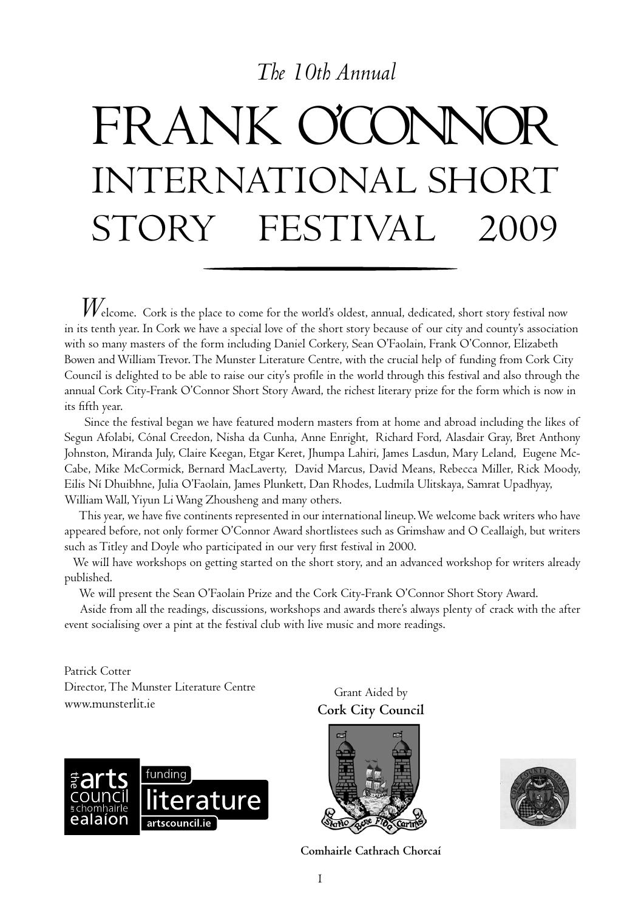*The 10th Annual*

# FRANK O'CONNOR INTERNATIONAL SHORT STORY FESTIVAL 2009

*W*elcome. Cork is the place to come for the world's oldest, annual, dedicated, short story festival now in its tenth year. In Cork we have a special love of the short story because of our city and county's association with so many masters of the form including Daniel Corkery, Sean O'Faolain, Frank O'Connor, Elizabeth Bowen and William Trevor. The Munster Literature Centre, with the crucial help of funding from Cork City Council is delighted to be able to raise our city's profile in the world through this festival and also through the annual Cork City-Frank O'Connor Short Story Award, the richest literary prize for the form which is now in its fifth year.

Since the festival began we have featured modern masters from at home and abroad including the likes of Segun Afolabi, Cónal Creedon, Nisha da Cunha, Anne Enright, Richard Ford, Alasdair Gray, Bret Anthony Johnston, Miranda July, Claire Keegan, Etgar Keret, Jhumpa Lahiri, James Lasdun, Mary Leland, Eugene McCabe, Mike McCormick, Bernard MacLaverty, David Marcus, David Means, Rebecca Miller, Rick Moody, Eilis Ní Dhuibhne, Julia O'Faolain, James Plunkett, Dan Rhodes, Ludmila Ulitskaya, Samrat Upadhyay, William Wall, Yiyun Li Wang Zhousheng and many others.

This year, we have five continents represented in our international lineup. We welcome back writers who have appeared before, not only former O'Connor Award shortlistees such as Grimshaw and O Ceallaigh, but writers such as Titley and Doyle who participated in our very first festival in 2000.

We will have workshops on getting started on the short story, and an advanced workshop for writers already published.

We will present the Sean O'Faolain Prize and the Cork City-Frank O'Connor Short Story Award.

Aside from all the readings, discussions, workshops and awards there's always plenty of crack with the after event socialising over a pint at the festival club with live music and more readings.

Patrick Cotter
Director, The Munster Literature Centre
www.munsterlit.ie

Grant Aided by
**Cork City Council**

**Comhairle Cathrach Chorcaí**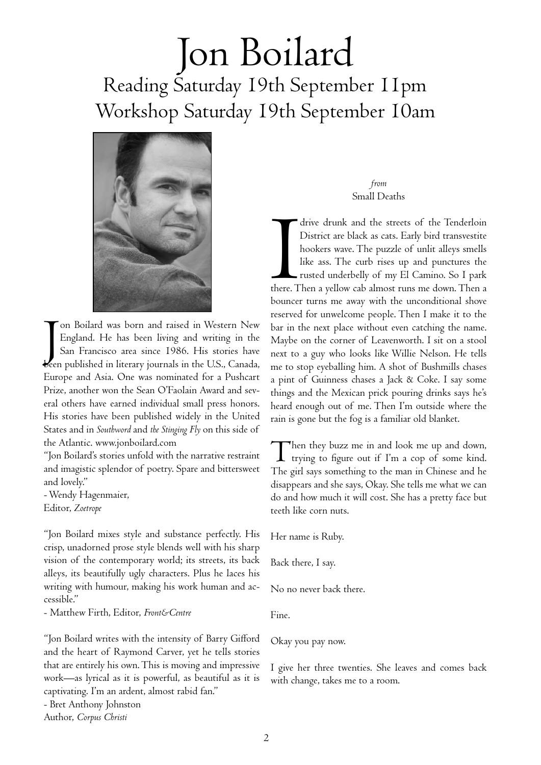# Jon Boilard

## Reading Saturday 19th September 11pm
## Workshop Saturday 19th September 10am

Jon Boilard was born and raised in Western New England. He has been living and writing in the San Francisco area since 1986. His stories have been published in literary journals in the U.S., Canada, Europe and Asia. One was nominated for a Pushcart Prize, another won the Sean O'Faolain Award and several others have earned individual small press honors. His stories have been published widely in the United States and in *Southword* and *the Stinging Fly* on this side of the Atlantic. www.jonboilard.com

"Jon Boilard's stories unfold with the narrative restraint and imagistic splendor of poetry. Spare and bittersweet and lovely."
- Wendy Hagenmaier,
Editor, *Zoetrope*

"Jon Boilard mixes style and substance perfectly. His crisp, unadorned prose style blends well with his sharp vision of the contemporary world; its streets, its back alleys, its beautifully ugly characters. Plus he laces his writing with humour, making his work human and accessible."
- Matthew Firth, Editor, *Front&Centre*

"Jon Boilard writes with the intensity of Barry Gifford and the heart of Raymond Carver, yet he tells stories that are entirely his own. This is moving and impressive work—as lyrical as it is powerful, as beautiful as it is captivating. I'm an ardent, almost rabid fan."
- Bret Anthony Johnston
Author, *Corpus Christi*

*from*
Small Deaths

I drive drunk and the streets of the Tenderloin District are black as cats. Early bird transvestite hookers wave. The puzzle of unlit alleys smells like ass. The curb rises up and punctures the rusted underbelly of my El Camino. So I park there. Then a yellow cab almost runs me down. Then a bouncer turns me away with the unconditional shove reserved for unwelcome people. Then I make it to the bar in the next place without even catching the name. Maybe on the corner of Leavenworth. I sit on a stool next to a guy who looks like Willie Nelson. He tells me to stop eyeballing him. A shot of Bushmills chases a pint of Guinness chases a Jack & Coke. I say some things and the Mexican prick pouring drinks says he's heard enough out of me. Then I'm outside where the rain is gone but the fog is a familiar old blanket.

Then they buzz me in and look me up and down, trying to figure out if I'm a cop of some kind. The girl says something to the man in Chinese and he disappears and she says, Okay. She tells me what we can do and how much it will cost. She has a pretty face but teeth like corn nuts.

Her name is Ruby.

Back there, I say.

No no never back there.

Fine.

Okay you pay now.

I give her three twenties. She leaves and comes back with change, takes me to a room.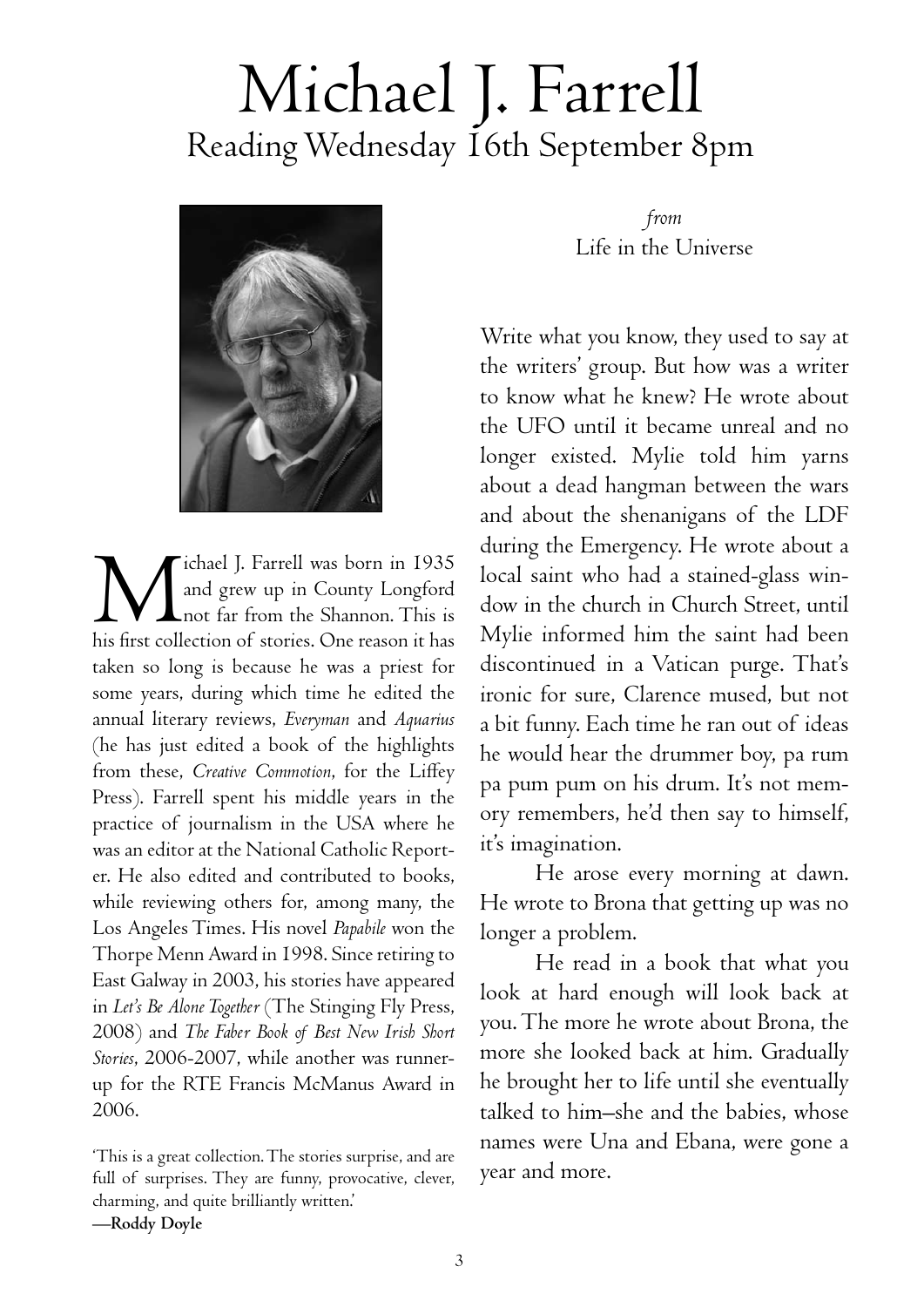# Michael J. Farrell

## Reading Wednesday 16th September 8pm

Michael J. Farrell was born in 1935 and grew up in County Longford not far from the Shannon. This is his first collection of stories. One reason it has taken so long is because he was a priest for some years, during which time he edited the annual literary reviews, *Everyman* and *Aquarius* (he has just edited a book of the highlights from these, *Creative Commotion*, for the Liffey Press). Farrell spent his middle years in the practice of journalism in the USA where he was an editor at the National Catholic Reporter. He also edited and contributed to books, while reviewing others for, among many, the Los Angeles Times. His novel *Papabile* won the Thorpe Menn Award in 1998. Since retiring to East Galway in 2003, his stories have appeared in *Let's Be Alone Together* (The Stinging Fly Press, 2008) and *The Faber Book of Best New Irish Short Stories*, 2006-2007, while another was runner-up for the RTE Francis McManus Award in 2006.

'This is a great collection. The stories surprise, and are full of surprises. They are funny, provocative, clever, charming, and quite brilliantly written.'
**—Roddy Doyle**

*from*
Life in the Universe

Write what you know, they used to say at the writers' group. But how was a writer to know what he knew? He wrote about the UFO until it became unreal and no longer existed. Mylie told him yarns about a dead hangman between the wars and about the shenanigans of the LDF during the Emergency. He wrote about a local saint who had a stained-glass window in the church in Church Street, until Mylie informed him the saint had been discontinued in a Vatican purge. That's ironic for sure, Clarence mused, but not a bit funny. Each time he ran out of ideas he would hear the drummer boy, pa rum pa pum pum on his drum. It's not memory remembers, he'd then say to himself, it's imagination.

He arose every morning at dawn. He wrote to Brona that getting up was no longer a problem.

He read in a book that what you look at hard enough will look back at you. The more he wrote about Brona, the more she looked back at him. Gradually he brought her to life until she eventually talked to him–she and the babies, whose names were Una and Ebana, were gone a year and more.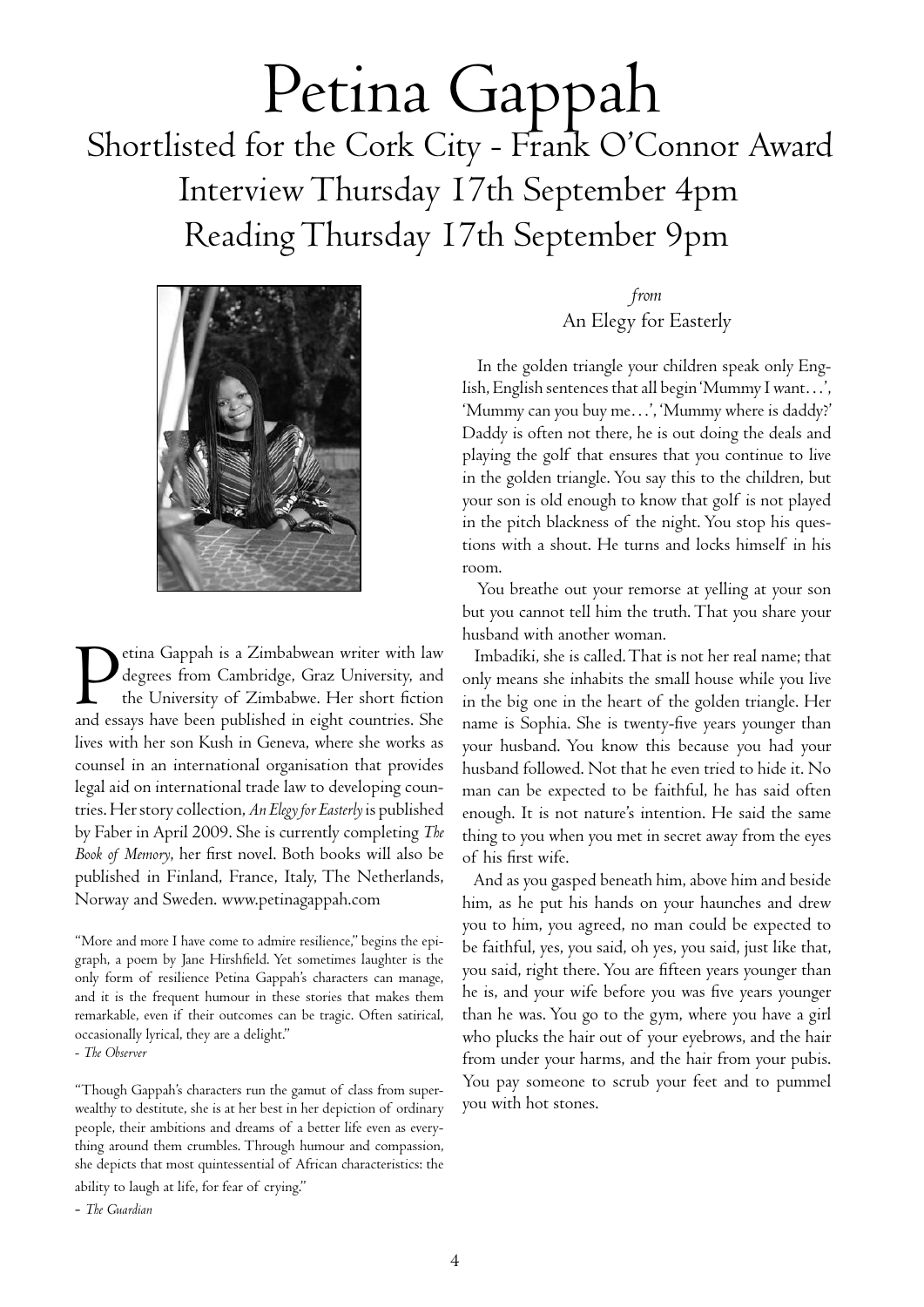# Petina Gappah

## Shortlisted for the Cork City - Frank O'Connor Award

## Interview Thursday 17th September 4pm

## Reading Thursday 17th September 9pm

Petina Gappah is a Zimbabwean writer with law degrees from Cambridge, Graz University, and the University of Zimbabwe. Her short fiction and essays have been published in eight countries. She lives with her son Kush in Geneva, where she works as counsel in an international organisation that provides legal aid on international trade law to developing countries. Her story collection, *An Elegy for Easterly* is published by Faber in April 2009. She is currently completing *The Book of Memory*, her first novel. Both books will also be published in Finland, France, Italy, The Netherlands, Norway and Sweden. www.petinagappah.com

"More and more I have come to admire resilience," begins the epigraph, a poem by Jane Hirshfield. Yet sometimes laughter is the only form of resilience Petina Gappah's characters can manage, and it is the frequent humour in these stories that makes them remarkable, even if their outcomes can be tragic. Often satirical, occasionally lyrical, they are a delight."
- *The Observer*

"Though Gappah's characters run the gamut of class from super-wealthy to destitute, she is at her best in her depiction of ordinary people, their ambitions and dreams of a better life even as everything around them crumbles. Through humour and compassion, she depicts that most quintessential of African characteristics: the ability to laugh at life, for fear of crying."
- *The Guardian*

*from*
An Elegy for Easterly

In the golden triangle your children speak only English, English sentences that all begin 'Mummy I want…', 'Mummy can you buy me…', 'Mummy where is daddy?' Daddy is often not there, he is out doing the deals and playing the golf that ensures that you continue to live in the golden triangle. You say this to the children, but your son is old enough to know that golf is not played in the pitch blackness of the night. You stop his questions with a shout. He turns and locks himself in his room.

You breathe out your remorse at yelling at your son but you cannot tell him the truth. That you share your husband with another woman.

Imbadiki, she is called. That is not her real name; that only means she inhabits the small house while you live in the big one in the heart of the golden triangle. Her name is Sophia. She is twenty-five years younger than your husband. You know this because you had your husband followed. Not that he even tried to hide it. No man can be expected to be faithful, he has said often enough. It is not nature's intention. He said the same thing to you when you met in secret away from the eyes of his first wife.

And as you gasped beneath him, above him and beside him, as he put his hands on your haunches and drew you to him, you agreed, no man could be expected to be faithful, yes, you said, oh yes, you said, just like that, you said, right there. You are fifteen years younger than he is, and your wife before you was five years younger than he was. You go to the gym, where you have a girl who plucks the hair out of your eyebrows, and the hair from under your harms, and the hair from your pubis. You pay someone to scrub your feet and to pummel you with hot stones.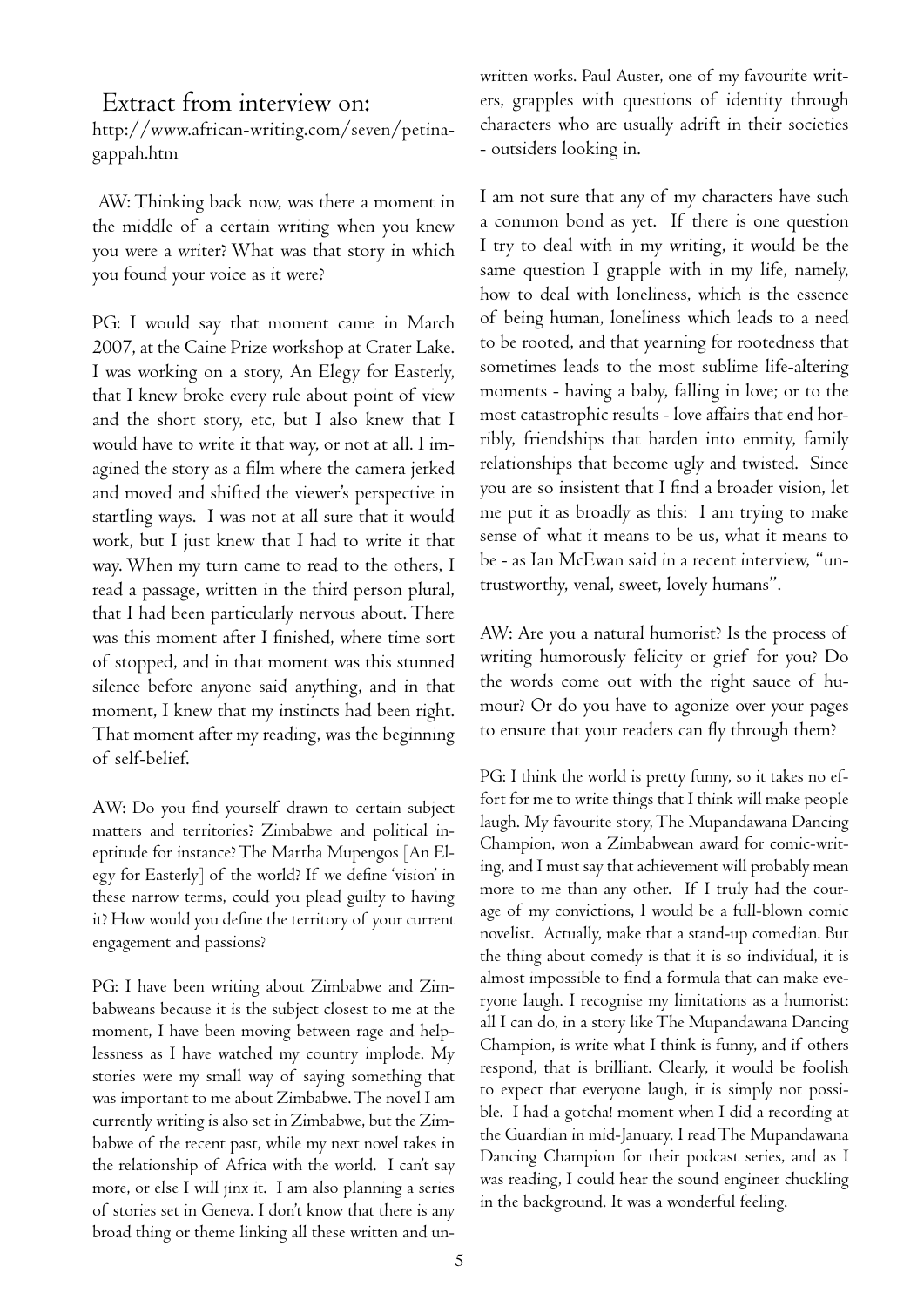## Extract from interview on:

http://www.african-writing.com/seven/petinagappah.htm

AW: Thinking back now, was there a moment in the middle of a certain writing when you knew you were a writer? What was that story in which you found your voice as it were?

PG: I would say that moment came in March 2007, at the Caine Prize workshop at Crater Lake. I was working on a story, An Elegy for Easterly, that I knew broke every rule about point of view and the short story, etc, but I also knew that I would have to write it that way, or not at all. I imagined the story as a film where the camera jerked and moved and shifted the viewer's perspective in startling ways. I was not at all sure that it would work, but I just knew that I had to write it that way. When my turn came to read to the others, I read a passage, written in the third person plural, that I had been particularly nervous about. There was this moment after I finished, where time sort of stopped, and in that moment was this stunned silence before anyone said anything, and in that moment, I knew that my instincts had been right. That moment after my reading, was the beginning of self-belief.

AW: Do you find yourself drawn to certain subject matters and territories? Zimbabwe and political ineptitude for instance? The Martha Mupengos [An Elegy for Easterly] of the world? If we define 'vision' in these narrow terms, could you plead guilty to having it? How would you define the territory of your current engagement and passions?

PG: I have been writing about Zimbabwe and Zimbabweans because it is the subject closest to me at the moment, I have been moving between rage and helplessness as I have watched my country implode. My stories were my small way of saying something that was important to me about Zimbabwe. The novel I am currently writing is also set in Zimbabwe, but the Zimbabwe of the recent past, while my next novel takes in the relationship of Africa with the world. I can't say more, or else I will jinx it. I am also planning a series of stories set in Geneva. I don't know that there is any broad thing or theme linking all these written and unwritten works. Paul Auster, one of my favourite writers, grapples with questions of identity through characters who are usually adrift in their societies - outsiders looking in.

I am not sure that any of my characters have such a common bond as yet. If there is one question I try to deal with in my writing, it would be the same question I grapple with in my life, namely, how to deal with loneliness, which is the essence of being human, loneliness which leads to a need to be rooted, and that yearning for rootedness that sometimes leads to the most sublime life-altering moments - having a baby, falling in love; or to the most catastrophic results - love affairs that end horribly, friendships that harden into enmity, family relationships that become ugly and twisted. Since you are so insistent that I find a broader vision, let me put it as broadly as this: I am trying to make sense of what it means to be us, what it means to be - as Ian McEwan said in a recent interview, "untrustworthy, venal, sweet, lovely humans".

AW: Are you a natural humorist? Is the process of writing humorously felicity or grief for you? Do the words come out with the right sauce of humour? Or do you have to agonize over your pages to ensure that your readers can fly through them?

PG: I think the world is pretty funny, so it takes no effort for me to write things that I think will make people laugh. My favourite story, The Mupandawana Dancing Champion, won a Zimbabwean award for comic-writing, and I must say that achievement will probably mean more to me than any other. If I truly had the courage of my convictions, I would be a full-blown comic novelist. Actually, make that a stand-up comedian. But the thing about comedy is that it is so individual, it is almost impossible to find a formula that can make everyone laugh. I recognise my limitations as a humorist: all I can do, in a story like The Mupandawana Dancing Champion, is write what I think is funny, and if others respond, that is brilliant. Clearly, it would be foolish to expect that everyone laugh, it is simply not possible. I had a gotcha! moment when I did a recording at the Guardian in mid-January. I read The Mupandawana Dancing Champion for their podcast series, and as I was reading, I could hear the sound engineer chuckling in the background. It was a wonderful feeling.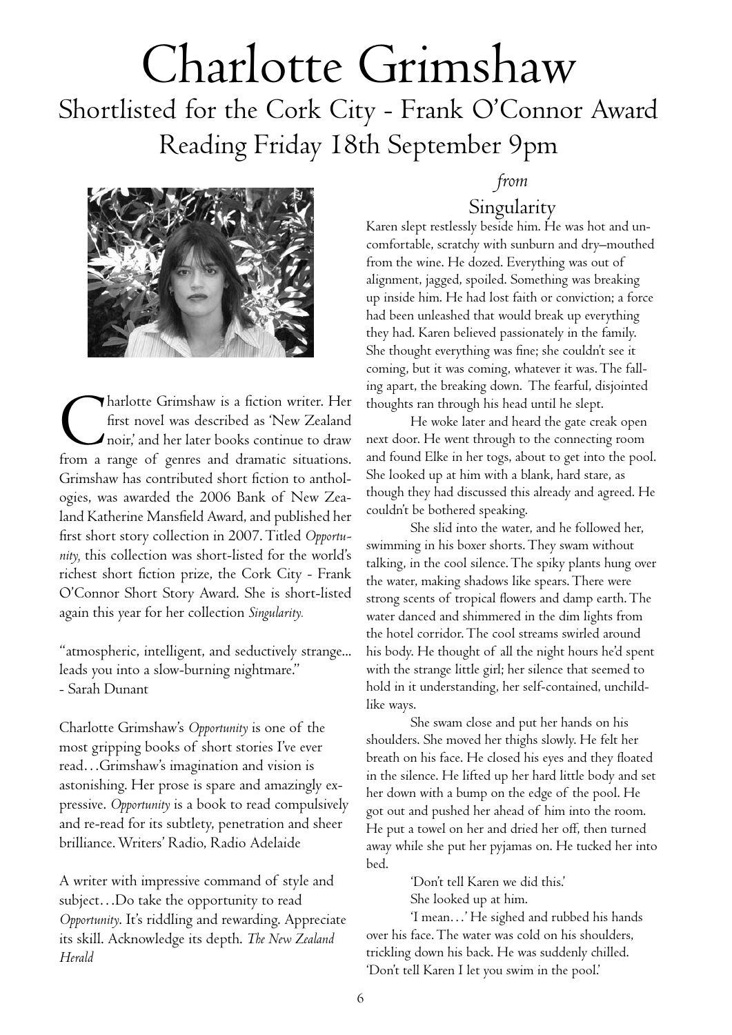# Charlotte Grimshaw

## Shortlisted for the Cork City - Frank O'Connor Award

## Reading Friday 18th September 9pm

Charlotte Grimshaw is a fiction writer. Her first novel was described as 'New Zealand noir,' and her later books continue to draw from a range of genres and dramatic situations. Grimshaw has contributed short fiction to anthologies, was awarded the 2006 Bank of New Zealand Katherine Mansfield Award, and published her first short story collection in 2007. Titled *Opportunity,* this collection was short-listed for the world's richest short fiction prize, the Cork City - Frank O'Connor Short Story Award. She is short-listed again this year for her collection *Singularity.*

"atmospheric, intelligent, and seductively strange... leads you into a slow-burning nightmare."
- Sarah Dunant

Charlotte Grimshaw's *Opportunity* is one of the most gripping books of short stories I've ever read…Grimshaw's imagination and vision is astonishing. Her prose is spare and amazingly expressive. *Opportunity* is a book to read compulsively and re-read for its subtlety, penetration and sheer brilliance. Writers' Radio, Radio Adelaide

A writer with impressive command of style and subject…Do take the opportunity to read *Opportunity*. It's riddling and rewarding. Appreciate its skill. Acknowledge its depth. *The New Zealand Herald*

*from*

### Singularity

Karen slept restlessly beside him. He was hot and uncomfortable, scratchy with sunburn and dry–mouthed from the wine. He dozed. Everything was out of alignment, jagged, spoiled. Something was breaking up inside him. He had lost faith or conviction; a force had been unleashed that would break up everything they had. Karen believed passionately in the family. She thought everything was fine; she couldn't see it coming, but it was coming, whatever it was. The falling apart, the breaking down. The fearful, disjointed thoughts ran through his head until he slept.

He woke later and heard the gate creak open next door. He went through to the connecting room and found Elke in her togs, about to get into the pool. She looked up at him with a blank, hard stare, as though they had discussed this already and agreed. He couldn't be bothered speaking.

She slid into the water, and he followed her, swimming in his boxer shorts. They swam without talking, in the cool silence. The spiky plants hung over the water, making shadows like spears. There were strong scents of tropical flowers and damp earth. The water danced and shimmered in the dim lights from the hotel corridor. The cool streams swirled around his body. He thought of all the night hours he'd spent with the strange little girl; her silence that seemed to hold in it understanding, her self-contained, unchildlike ways.

She swam close and put her hands on his shoulders. She moved her thighs slowly. He felt her breath on his face. He closed his eyes and they floated in the silence. He lifted up her hard little body and set her down with a bump on the edge of the pool. He got out and pushed her ahead of him into the room. He put a towel on her and dried her off, then turned away while she put her pyjamas on. He tucked her into bed.

'Don't tell Karen we did this.'

She looked up at him.

'I mean…' He sighed and rubbed his hands over his face. The water was cold on his shoulders, trickling down his back. He was suddenly chilled. 'Don't tell Karen I let you swim in the pool.'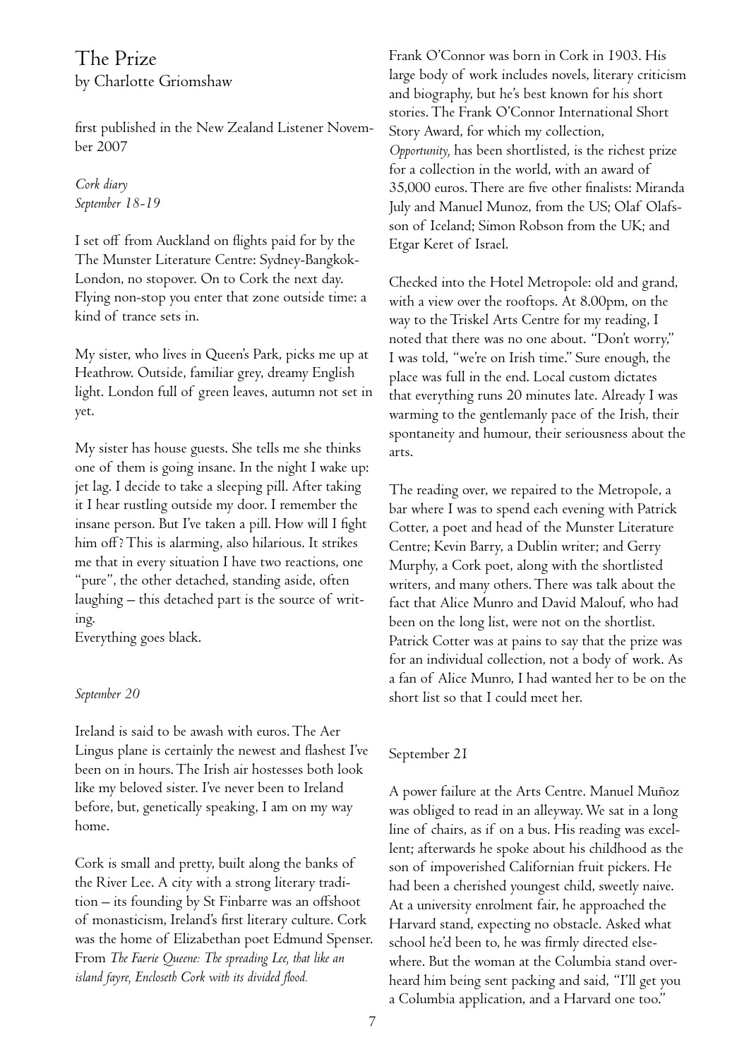# The Prize

by Charlotte Griomshaw

first published in the New Zealand Listener November 2007

*Cork diary*
*September 18-19*

I set off from Auckland on flights paid for by the The Munster Literature Centre: Sydney-Bangkok-London, no stopover. On to Cork the next day. Flying non-stop you enter that zone outside time: a kind of trance sets in.

My sister, who lives in Queen's Park, picks me up at Heathrow. Outside, familiar grey, dreamy English light. London full of green leaves, autumn not set in yet.

My sister has house guests. She tells me she thinks one of them is going insane. In the night I wake up: jet lag. I decide to take a sleeping pill. After taking it I hear rustling outside my door. I remember the insane person. But I've taken a pill. How will I fight him off? This is alarming, also hilarious. It strikes me that in every situation I have two reactions, one "pure", the other detached, standing aside, often laughing – this detached part is the source of writing.
Everything goes black.

*September 20*

Ireland is said to be awash with euros. The Aer Lingus plane is certainly the newest and flashest I've been on in hours. The Irish air hostesses both look like my beloved sister. I've never been to Ireland before, but, genetically speaking, I am on my way home.

Cork is small and pretty, built along the banks of the River Lee. A city with a strong literary tradition – its founding by St Finbarre was an offshoot of monasticism, Ireland's first literary culture. Cork was the home of Elizabethan poet Edmund Spenser. From *The Faerie Queene: The spreading Lee, that like an island fayre, Encloseth Cork with its divided flood.*

Frank O'Connor was born in Cork in 1903. His large body of work includes novels, literary criticism and biography, but he's best known for his short stories. The Frank O'Connor International Short Story Award, for which my collection, *Opportunity,* has been shortlisted, is the richest prize for a collection in the world, with an award of 35,000 euros. There are five other finalists: Miranda July and Manuel Munoz, from the US; Olaf Olafsson of Iceland; Simon Robson from the UK; and Etgar Keret of Israel.

Checked into the Hotel Metropole: old and grand, with a view over the rooftops. At 8.00pm, on the way to the Triskel Arts Centre for my reading, I noted that there was no one about. "Don't worry," I was told, "we're on Irish time." Sure enough, the place was full in the end. Local custom dictates that everything runs 20 minutes late. Already I was warming to the gentlemanly pace of the Irish, their spontaneity and humour, their seriousness about the arts.

The reading over, we repaired to the Metropole, a bar where I was to spend each evening with Patrick Cotter, a poet and head of the Munster Literature Centre; Kevin Barry, a Dublin writer; and Gerry Murphy, a Cork poet, along with the shortlisted writers, and many others. There was talk about the fact that Alice Munro and David Malouf, who had been on the long list, were not on the shortlist. Patrick Cotter was at pains to say that the prize was for an individual collection, not a body of work. As a fan of Alice Munro, I had wanted her to be on the short list so that I could meet her.

September 21

A power failure at the Arts Centre. Manuel Muñoz was obliged to read in an alleyway. We sat in a long line of chairs, as if on a bus. His reading was excellent; afterwards he spoke about his childhood as the son of impoverished Californian fruit pickers. He had been a cherished youngest child, sweetly naive. At a university enrolment fair, he approached the Harvard stand, expecting no obstacle. Asked what school he'd been to, he was firmly directed elsewhere. But the woman at the Columbia stand overheard him being sent packing and said, "I'll get you a Columbia application, and a Harvard one too."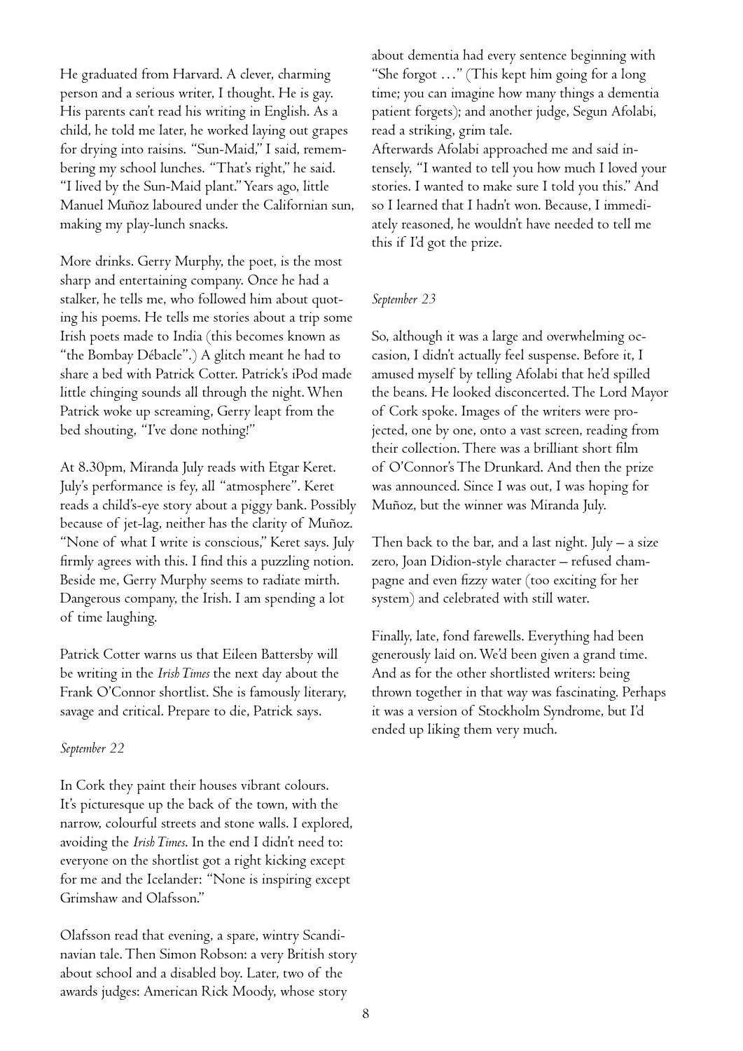He graduated from Harvard. A clever, charming person and a serious writer, I thought. He is gay. His parents can't read his writing in English. As a child, he told me later, he worked laying out grapes for drying into raisins. "Sun-Maid," I said, remembering my school lunches. "That's right," he said. "I lived by the Sun-Maid plant." Years ago, little Manuel Muñoz laboured under the Californian sun, making my play-lunch snacks.

More drinks. Gerry Murphy, the poet, is the most sharp and entertaining company. Once he had a stalker, he tells me, who followed him about quoting his poems. He tells me stories about a trip some Irish poets made to India (this becomes known as "the Bombay Débacle".) A glitch meant he had to share a bed with Patrick Cotter. Patrick's iPod made little chinging sounds all through the night. When Patrick woke up screaming, Gerry leapt from the bed shouting, "I've done nothing!"

At 8.30pm, Miranda July reads with Etgar Keret. July's performance is fey, all "atmosphere". Keret reads a child's-eye story about a piggy bank. Possibly because of jet-lag, neither has the clarity of Muñoz. "None of what I write is conscious," Keret says. July firmly agrees with this. I find this a puzzling notion. Beside me, Gerry Murphy seems to radiate mirth. Dangerous company, the Irish. I am spending a lot of time laughing.

Patrick Cotter warns us that Eileen Battersby will be writing in the *Irish Times* the next day about the Frank O'Connor shortlist. She is famously literary, savage and critical. Prepare to die, Patrick says.

*September 22*

In Cork they paint their houses vibrant colours. It's picturesque up the back of the town, with the narrow, colourful streets and stone walls. I explored, avoiding the *Irish Times*. In the end I didn't need to: everyone on the shortlist got a right kicking except for me and the Icelander: "None is inspiring except Grimshaw and Olafsson."

Olafsson read that evening, a spare, wintry Scandinavian tale. Then Simon Robson: a very British story about school and a disabled boy. Later, two of the awards judges: American Rick Moody, whose story about dementia had every sentence beginning with "She forgot …" (This kept him going for a long time; you can imagine how many things a dementia patient forgets); and another judge, Segun Afolabi, read a striking, grim tale.

Afterwards Afolabi approached me and said intensely, "I wanted to tell you how much I loved your stories. I wanted to make sure I told you this." And so I learned that I hadn't won. Because, I immediately reasoned, he wouldn't have needed to tell me this if I'd got the prize.

*September 23*

So, although it was a large and overwhelming occasion, I didn't actually feel suspense. Before it, I amused myself by telling Afolabi that he'd spilled the beans. He looked disconcerted. The Lord Mayor of Cork spoke. Images of the writers were projected, one by one, onto a vast screen, reading from their collection. There was a brilliant short film of O'Connor's The Drunkard. And then the prize was announced. Since I was out, I was hoping for Muñoz, but the winner was Miranda July.

Then back to the bar, and a last night. July – a size zero, Joan Didion-style character – refused champagne and even fizzy water (too exciting for her system) and celebrated with still water.

Finally, late, fond farewells. Everything had been generously laid on. We'd been given a grand time. And as for the other shortlisted writers: being thrown together in that way was fascinating. Perhaps it was a version of Stockholm Syndrome, but I'd ended up liking them very much.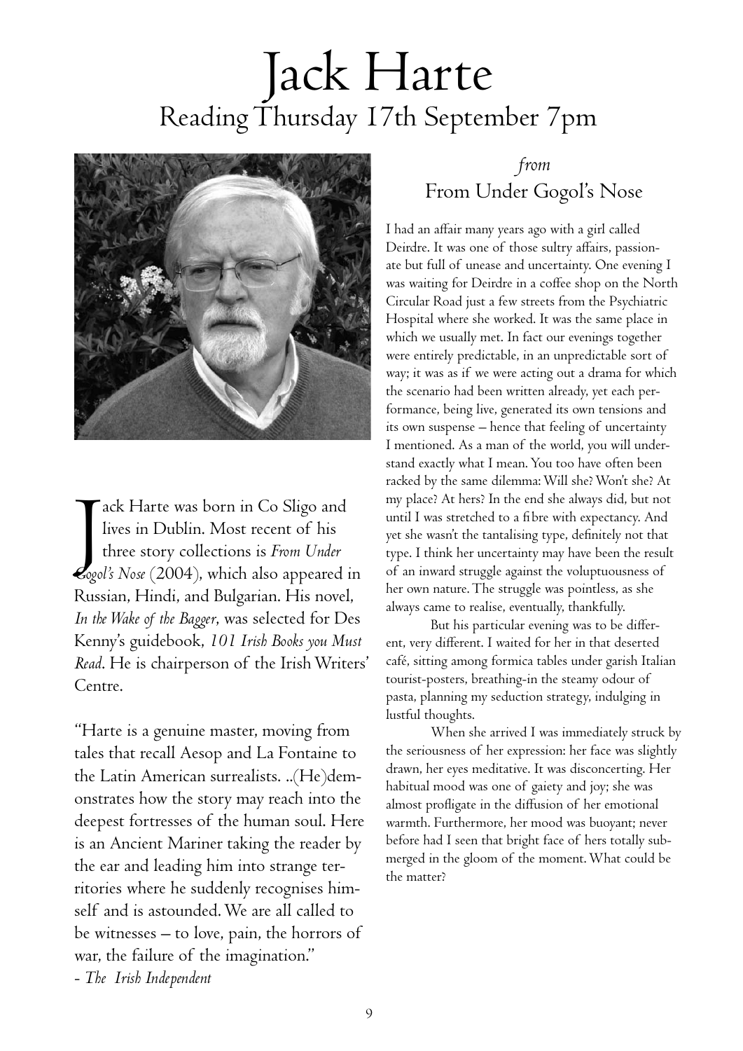# Jack Harte

## Reading Thursday 17th September 7pm

Jack Harte was born in Co Sligo and lives in Dublin. Most recent of his three story collections is *From Under Gogol's Nose* (2004), which also appeared in Russian, Hindi, and Bulgarian. His novel, *In the Wake of the Bagger*, was selected for Des Kenny's guidebook, *101 Irish Books you Must Read*. He is chairperson of the Irish Writers' Centre.

"Harte is a genuine master, moving from tales that recall Aesop and La Fontaine to the Latin American surrealists. ..(He)demonstrates how the story may reach into the deepest fortresses of the human soul. Here is an Ancient Mariner taking the reader by the ear and leading him into strange territories where he suddenly recognises himself and is astounded. We are all called to be witnesses – to love, pain, the horrors of war, the failure of the imagination."
- *The Irish Independent*

### *from*
### From Under Gogol's Nose

I had an affair many years ago with a girl called Deirdre. It was one of those sultry affairs, passionate but full of unease and uncertainty. One evening I was waiting for Deirdre in a coffee shop on the North Circular Road just a few streets from the Psychiatric Hospital where she worked. It was the same place in which we usually met. In fact our evenings together were entirely predictable, in an unpredictable sort of way; it was as if we were acting out a drama for which the scenario had been written already, yet each performance, being live, generated its own tensions and its own suspense – hence that feeling of uncertainty I mentioned. As a man of the world, you will understand exactly what I mean. You too have often been racked by the same dilemma: Will she? Won't she? At my place? At hers? In the end she always did, but not until I was stretched to a fibre with expectancy. And yet she wasn't the tantalising type, definitely not that type. I think her uncertainty may have been the result of an inward struggle against the voluptuousness of her own nature. The struggle was pointless, as she always came to realise, eventually, thankfully.

But his particular evening was to be different, very different. I waited for her in that deserted café, sitting among formica tables under garish Italian tourist-posters, breathing-in the steamy odour of pasta, planning my seduction strategy, indulging in lustful thoughts.

When she arrived I was immediately struck by the seriousness of her expression: her face was slightly drawn, her eyes meditative. It was disconcerting. Her habitual mood was one of gaiety and joy; she was almost profligate in the diffusion of her emotional warmth. Furthermore, her mood was buoyant; never before had I seen that bright face of hers totally submerged in the gloom of the moment. What could be the matter?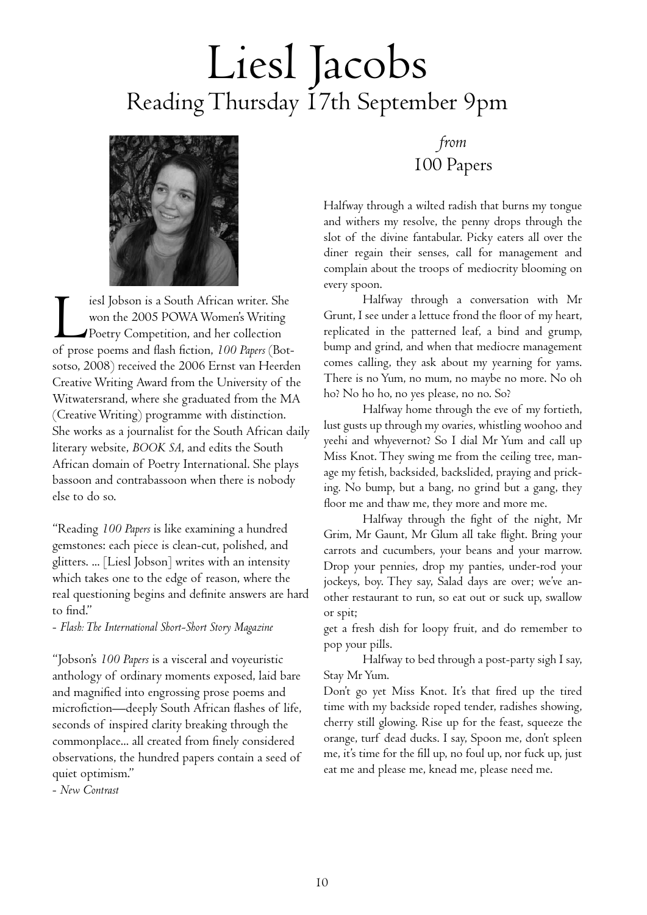# Liesl Jacobs

## Reading Thursday 17th September 9pm

Liesl Jobson is a South African writer. She won the 2005 POWA Women's Writing Poetry Competition, and her collection of prose poems and flash fiction, *100 Papers* (Botsotso, 2008) received the 2006 Ernst van Heerden Creative Writing Award from the University of the Witwatersrand, where she graduated from the MA (Creative Writing) programme with distinction. She works as a journalist for the South African daily literary website, *BOOK SA,* and edits the South African domain of Poetry International. She plays bassoon and contrabassoon when there is nobody else to do so.

"Reading *100 Papers* is like examining a hundred gemstones: each piece is clean-cut, polished, and glitters. ... [Liesl Jobson] writes with an intensity which takes one to the edge of reason, where the real questioning begins and definite answers are hard to find."

- *Flash: The International Short-Short Story Magazine*

"Jobson's *100 Papers* is a visceral and voyeuristic anthology of ordinary moments exposed, laid bare and magnified into engrossing prose poems and microfiction—deeply South African flashes of life, seconds of inspired clarity breaking through the commonplace... all created from finely considered observations, the hundred papers contain a seed of quiet optimism."

- *New Contrast*

### *from* 100 Papers

Halfway through a wilted radish that burns my tongue and withers my resolve, the penny drops through the slot of the divine fantabular. Picky eaters all over the diner regain their senses, call for management and complain about the troops of mediocrity blooming on every spoon.

Halfway through a conversation with Mr Grunt, I see under a lettuce frond the floor of my heart, replicated in the patterned leaf, a bind and grump, bump and grind, and when that mediocre management comes calling, they ask about my yearning for yams. There is no Yum, no mum, no maybe no more. No oh ho? No ho ho, no yes please, no no. So?

Halfway home through the eve of my fortieth, lust gusts up through my ovaries, whistling woohoo and yeehi and whyevernot? So I dial Mr Yum and call up Miss Knot. They swing me from the ceiling tree, manage my fetish, backsided, backslided, praying and pricking. No bump, but a bang, no grind but a gang, they floor me and thaw me, they more and more me.

Halfway through the fight of the night, Mr Grim, Mr Gaunt, Mr Glum all take flight. Bring your carrots and cucumbers, your beans and your marrow. Drop your pennies, drop my panties, under-rod your jockeys, boy. They say, Salad days are over; we've another restaurant to run, so eat out or suck up, swallow or spit;

get a fresh dish for loopy fruit, and do remember to pop your pills.

Halfway to bed through a post-party sigh I say, Stay Mr Yum.

Don't go yet Miss Knot. It's that fired up the tired time with my backside roped tender, radishes showing, cherry still glowing. Rise up for the feast, squeeze the orange, turf dead ducks. I say, Spoon me, don't spleen me, it's time for the fill up, no foul up, nor fuck up, just eat me and please me, knead me, please need me.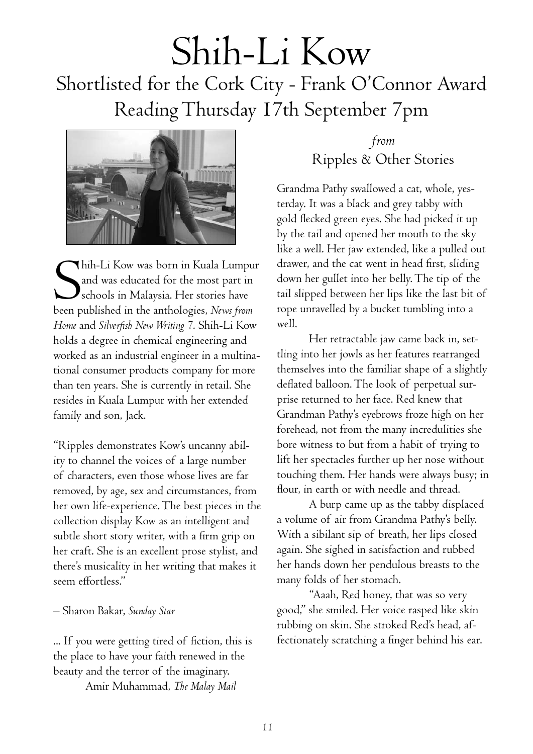# Shih-Li Kow

## Shortlisted for the Cork City - Frank O'Connor Award

## Reading Thursday 17th September 7pm

Shih-Li Kow was born in Kuala Lumpur and was educated for the most part in schools in Malaysia. Her stories have been published in the anthologies, *News from Home* and *Silverfish New Writing 7*. Shih-Li Kow holds a degree in chemical engineering and worked as an industrial engineer in a multinational consumer products company for more than ten years. She is currently in retail. She resides in Kuala Lumpur with her extended family and son, Jack.

"Ripples demonstrates Kow's uncanny ability to channel the voices of a large number of characters, even those whose lives are far removed, by age, sex and circumstances, from her own life-experience. The best pieces in the collection display Kow as an intelligent and subtle short story writer, with a firm grip on her craft. She is an excellent prose stylist, and there's musicality in her writing that makes it seem effortless."

– Sharon Bakar, *Sunday Star*

... If you were getting tired of fiction, this is the place to have your faith renewed in the beauty and the terror of the imaginary.

Amir Muhammad, *The Malay Mail*

### *from* Ripples & Other Stories

Grandma Pathy swallowed a cat, whole, yesterday. It was a black and grey tabby with gold flecked green eyes. She had picked it up by the tail and opened her mouth to the sky like a well. Her jaw extended, like a pulled out drawer, and the cat went in head first, sliding down her gullet into her belly. The tip of the tail slipped between her lips like the last bit of rope unravelled by a bucket tumbling into a well.

Her retractable jaw came back in, settling into her jowls as her features rearranged themselves into the familiar shape of a slightly deflated balloon. The look of perpetual surprise returned to her face. Red knew that Grandman Pathy's eyebrows froze high on her forehead, not from the many incredulities she bore witness to but from a habit of trying to lift her spectacles further up her nose without touching them. Her hands were always busy; in flour, in earth or with needle and thread.

A burp came up as the tabby displaced a volume of air from Grandma Pathy's belly. With a sibilant sip of breath, her lips closed again. She sighed in satisfaction and rubbed her hands down her pendulous breasts to the many folds of her stomach.

"Aaah, Red honey, that was so very good," she smiled. Her voice rasped like skin rubbing on skin. She stroked Red's head, affectionately scratching a finger behind his ear.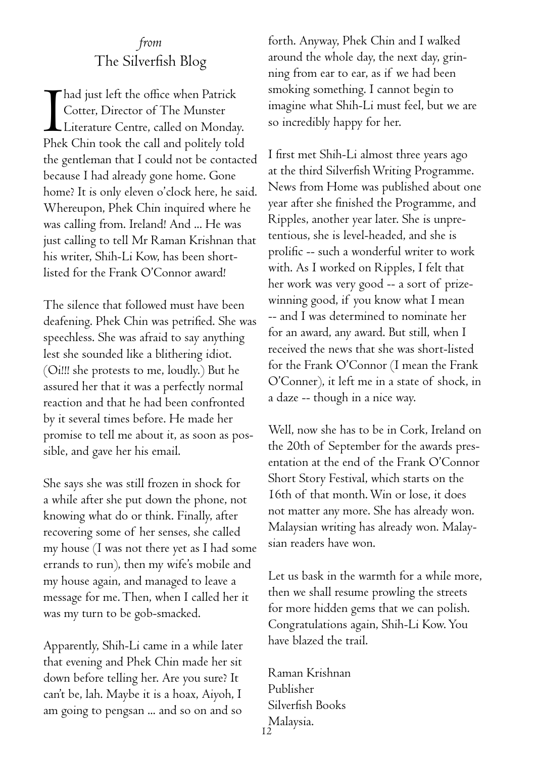## *from* The Silverfish Blog

I had just left the office when Patrick Cotter, Director of The Munster Literature Centre, called on Monday. Phek Chin took the call and politely told the gentleman that I could not be contacted because I had already gone home. Gone home? It is only eleven o'clock here, he said. Whereupon, Phek Chin inquired where he was calling from. Ireland! And ... He was just calling to tell Mr Raman Krishnan that his writer, Shih-Li Kow, has been short-listed for the Frank O'Connor award!

The silence that followed must have been deafening. Phek Chin was petrified. She was speechless. She was afraid to say anything lest she sounded like a blithering idiot. (Oi!!! she protests to me, loudly.) But he assured her that it was a perfectly normal reaction and that he had been confronted by it several times before. He made her promise to tell me about it, as soon as possible, and gave her his email.

She says she was still frozen in shock for a while after she put down the phone, not knowing what do or think. Finally, after recovering some of her senses, she called my house (I was not there yet as I had some errands to run), then my wife's mobile and my house again, and managed to leave a message for me. Then, when I called her it was my turn to be gob-smacked.

Apparently, Shih-Li came in a while later that evening and Phek Chin made her sit down before telling her. Are you sure? It can't be, lah. Maybe it is a hoax, Aiyoh, I am going to pengsan ... and so on and so forth. Anyway, Phek Chin and I walked around the whole day, the next day, grinning from ear to ear, as if we had been smoking something. I cannot begin to imagine what Shih-Li must feel, but we are so incredibly happy for her.

I first met Shih-Li almost three years ago at the third Silverfish Writing Programme. News from Home was published about one year after she finished the Programme, and Ripples, another year later. She is unpretentious, she is level-headed, and she is prolific -- such a wonderful writer to work with. As I worked on Ripples, I felt that her work was very good -- a sort of prize-winning good, if you know what I mean -- and I was determined to nominate her for an award, any award. But still, when I received the news that she was short-listed for the Frank O'Connor (I mean the Frank O'Conner), it left me in a state of shock, in a daze -- though in a nice way.

Well, now she has to be in Cork, Ireland on the 20th of September for the awards presentation at the end of the Frank O'Connor Short Story Festival, which starts on the 16th of that month. Win or lose, it does not matter any more. She has already won. Malaysian writing has already won. Malaysian readers have won.

Let us bask in the warmth for a while more, then we shall resume prowling the streets for more hidden gems that we can polish. Congratulations again, Shih-Li Kow. You have blazed the trail.

Raman Krishnan
Publisher
Silverfish Books
Malaysia.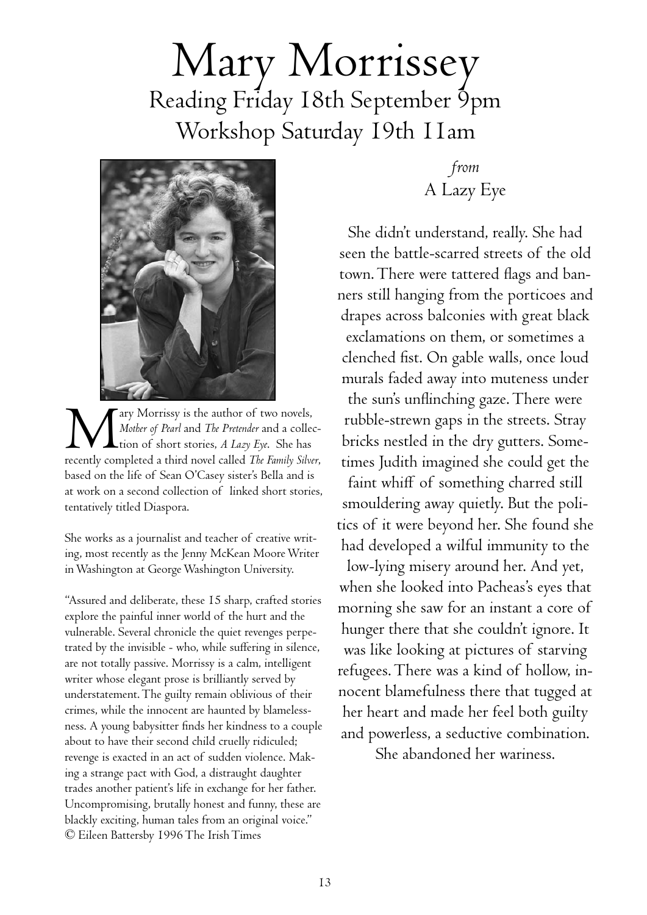# Mary Morrissey

## Reading Friday 18th September 9pm
## Workshop Saturday 19th 11am

Mary Morrissy is the author of two novels, *Mother of Pearl* and *The Pretender* and a collection of short stories, *A Lazy Eye*. She has recently completed a third novel called *The Family Silver*, based on the life of Sean O'Casey sister's Bella and is at work on a second collection of linked short stories, tentatively titled Diaspora.

She works as a journalist and teacher of creative writing, most recently as the Jenny McKean Moore Writer in Washington at George Washington University.

"Assured and deliberate, these 15 sharp, crafted stories explore the painful inner world of the hurt and the vulnerable. Several chronicle the quiet revenges perpetrated by the invisible - who, while suffering in silence, are not totally passive. Morrissy is a calm, intelligent writer whose elegant prose is brilliantly served by understatement. The guilty remain oblivious of their crimes, while the innocent are haunted by blamelessness. A young babysitter finds her kindness to a couple about to have their second child cruelly ridiculed; revenge is exacted in an act of sudden violence. Making a strange pact with God, a distraught daughter trades another patient's life in exchange for her father. Uncompromising, brutally honest and funny, these are blackly exciting, human tales from an original voice."
© Eileen Battersby 1996 The Irish Times

*from*
A Lazy Eye

She didn't understand, really. She had seen the battle-scarred streets of the old town. There were tattered flags and banners still hanging from the porticoes and drapes across balconies with great black exclamations on them, or sometimes a clenched fist. On gable walls, once loud murals faded away into muteness under the sun's unflinching gaze. There were rubble-strewn gaps in the streets. Stray bricks nestled in the dry gutters. Sometimes Judith imagined she could get the faint whiff of something charred still smouldering away quietly. But the politics of it were beyond her. She found she had developed a wilful immunity to the low-lying misery around her. And yet, when she looked into Pacheas's eyes that morning she saw for an instant a core of hunger there that she couldn't ignore. It was like looking at pictures of starving refugees. There was a kind of hollow, innocent blamefulness there that tugged at her heart and made her feel both guilty and powerless, a seductive combination. She abandoned her wariness.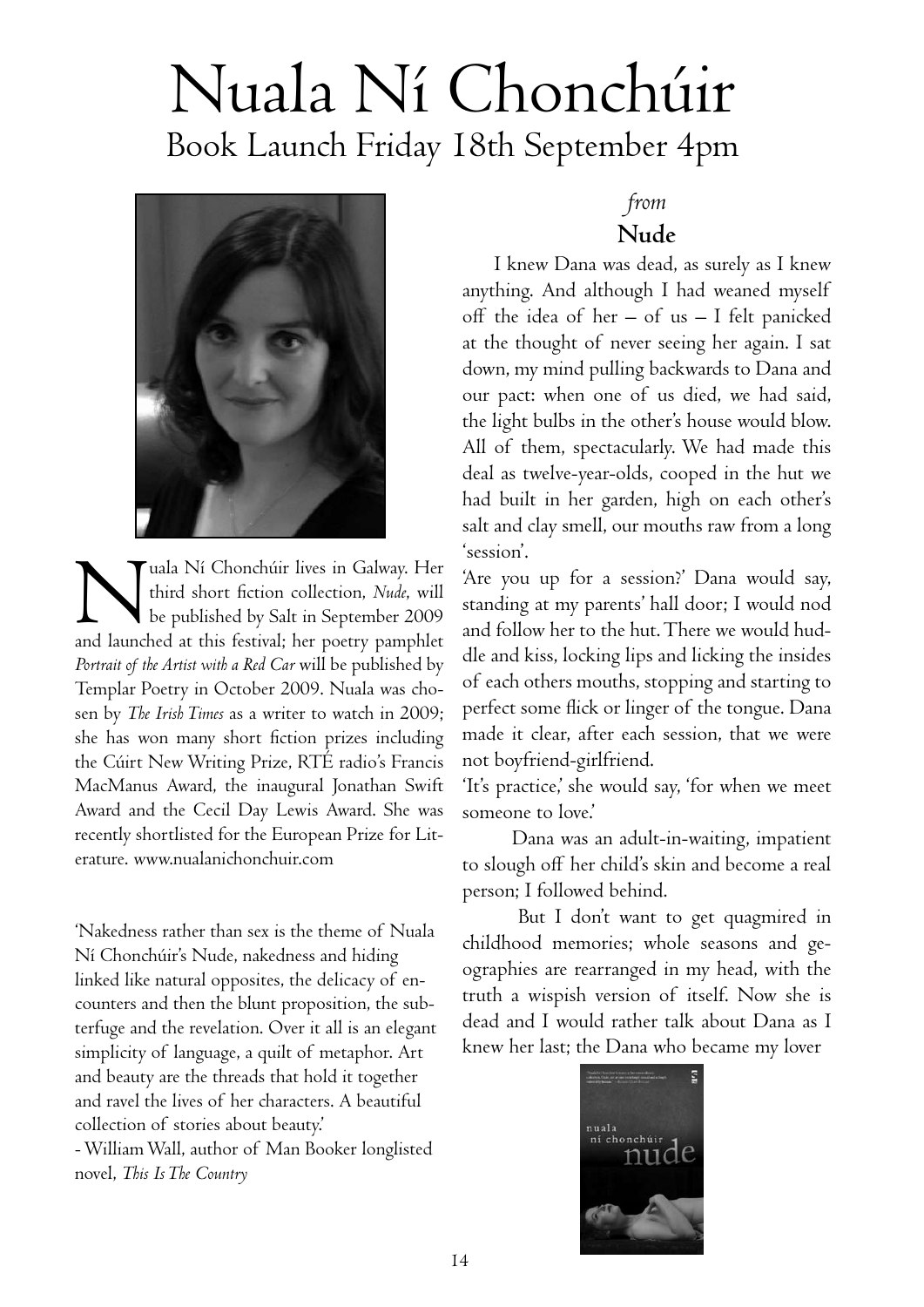# Nuala Ní Chonchúir

## Book Launch Friday 18th September 4pm

Nuala Ní Chonchúir lives in Galway. Her third short fiction collection, *Nude*, will be published by Salt in September 2009 and launched at this festival; her poetry pamphlet *Portrait of the Artist with a Red Car* will be published by Templar Poetry in October 2009. Nuala was chosen by *The Irish Times* as a writer to watch in 2009; she has won many short fiction prizes including the Cúirt New Writing Prize, RTÉ radio's Francis MacManus Award, the inaugural Jonathan Swift Award and the Cecil Day Lewis Award. She was recently shortlisted for the European Prize for Literature. www.nualanichonchuir.com

'Nakedness rather than sex is the theme of Nuala Ní Chonchúir's Nude, nakedness and hiding linked like natural opposites, the delicacy of encounters and then the blunt proposition, the subterfuge and the revelation. Over it all is an elegant simplicity of language, a quilt of metaphor. Art and beauty are the threads that hold it together and ravel the lives of her characters. A beautiful collection of stories about beauty.'

- William Wall, author of Man Booker longlisted novel, *This Is The Country*

### *from*
### **Nude**

I knew Dana was dead, as surely as I knew anything. And although I had weaned myself off the idea of her – of us – I felt panicked at the thought of never seeing her again. I sat down, my mind pulling backwards to Dana and our pact: when one of us died, we had said, the light bulbs in the other's house would blow. All of them, spectacularly. We had made this deal as twelve-year-olds, cooped in the hut we had built in her garden, high on each other's salt and clay smell, our mouths raw from a long 'session'.

'Are you up for a session?' Dana would say, standing at my parents' hall door; I would nod and follow her to the hut. There we would huddle and kiss, locking lips and licking the insides of each others mouths, stopping and starting to perfect some flick or linger of the tongue. Dana made it clear, after each session, that we were not boyfriend-girlfriend.

'It's practice,' she would say, 'for when we meet someone to love.'

Dana was an adult-in-waiting, impatient to slough off her child's skin and become a real person; I followed behind.

But I don't want to get quagmired in childhood memories; whole seasons and geographies are rearranged in my head, with the truth a wispish version of itself. Now she is dead and I would rather talk about Dana as I knew her last; the Dana who became my lover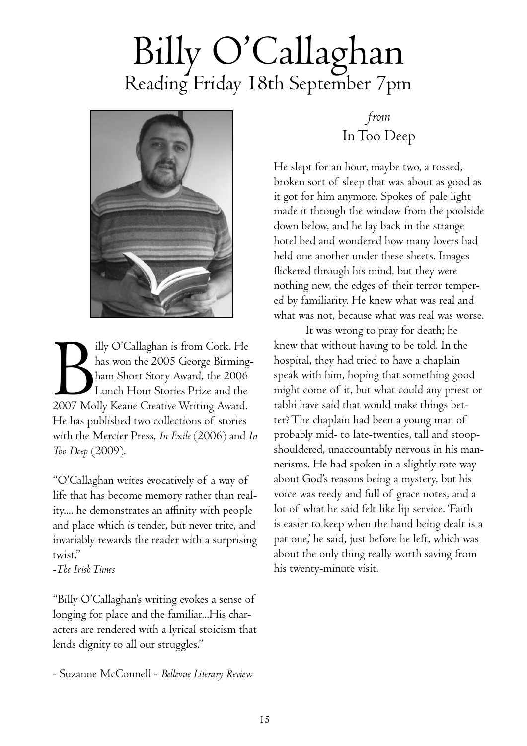# Billy O'Callaghan

## Reading Friday 18th September 7pm

Billy O'Callaghan is from Cork. He has won the 2005 George Birmingham Short Story Award, the 2006 Lunch Hour Stories Prize and the 2007 Molly Keane Creative Writing Award. He has published two collections of stories with the Mercier Press, *In Exile* (2006) and *In Too Deep* (2009).

"O'Callaghan writes evocatively of a way of life that has become memory rather than reality.... he demonstrates an affinity with people and place which is tender, but never trite, and invariably rewards the reader with a surprising twist."

-*The Irish Times*

"Billy O'Callaghan's writing evokes a sense of longing for place and the familiar...His characters are rendered with a lyrical stoicism that lends dignity to all our struggles."

- Suzanne McConnell - *Bellevue Literary Review*

### *from* In Too Deep

He slept for an hour, maybe two, a tossed, broken sort of sleep that was about as good as it got for him anymore. Spokes of pale light made it through the window from the poolside down below, and he lay back in the strange hotel bed and wondered how many lovers had held one another under these sheets. Images flickered through his mind, but they were nothing new, the edges of their terror tempered by familiarity. He knew what was real and what was not, because what was real was worse.

It was wrong to pray for death; he knew that without having to be told. In the hospital, they had tried to have a chaplain speak with him, hoping that something good might come of it, but what could any priest or rabbi have said that would make things better? The chaplain had been a young man of probably mid- to late-twenties, tall and stoop-shouldered, unaccountably nervous in his mannerisms. He had spoken in a slightly rote way about God's reasons being a mystery, but his voice was reedy and full of grace notes, and a lot of what he said felt like lip service. 'Faith is easier to keep when the hand being dealt is a pat one,' he said, just before he left, which was about the only thing really worth saving from his twenty-minute visit.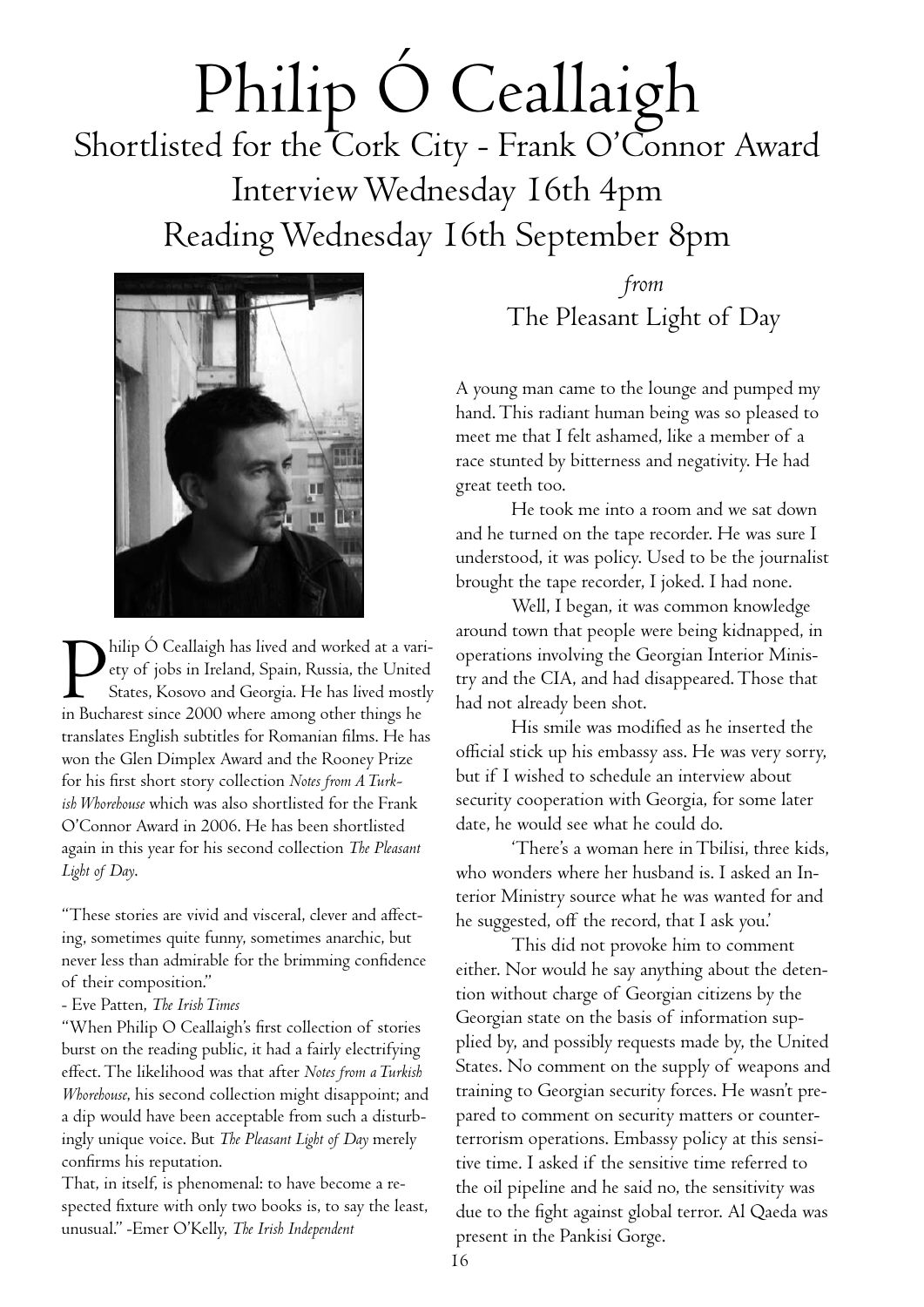# Philip Ó Ceallaigh

## Shortlisted for the Cork City - Frank O'Connor Award

## Interview Wednesday 16th 4pm

## Reading Wednesday 16th September 8pm

Philip Ó Ceallaigh has lived and worked at a variety of jobs in Ireland, Spain, Russia, the United States, Kosovo and Georgia. He has lived mostly in Bucharest since 2000 where among other things he translates English subtitles for Romanian films. He has won the Glen Dimplex Award and the Rooney Prize for his first short story collection *Notes from A Turkish Whorehouse* which was also shortlisted for the Frank O'Connor Award in 2006. He has been shortlisted again in this year for his second collection *The Pleasant Light of Day*.

"These stories are vivid and visceral, clever and affecting, sometimes quite funny, sometimes anarchic, but never less than admirable for the brimming confidence of their composition."

- Eve Patten, *The Irish Times*

"When Philip O Ceallaigh's first collection of stories burst on the reading public, it had a fairly electrifying effect. The likelihood was that after *Notes from a Turkish Whorehouse*, his second collection might disappoint; and a dip would have been acceptable from such a disturbingly unique voice. But *The Pleasant Light of Day* merely confirms his reputation.

That, in itself, is phenomenal: to have become a respected fixture with only two books is, to say the least, unusual." -Emer O'Kelly, *The Irish Independent*

*from*

### The Pleasant Light of Day

A young man came to the lounge and pumped my hand. This radiant human being was so pleased to meet me that I felt ashamed, like a member of a race stunted by bitterness and negativity. He had great teeth too.

He took me into a room and we sat down and he turned on the tape recorder. He was sure I understood, it was policy. Used to be the journalist brought the tape recorder, I joked. I had none.

Well, I began, it was common knowledge around town that people were being kidnapped, in operations involving the Georgian Interior Ministry and the CIA, and had disappeared. Those that had not already been shot.

His smile was modified as he inserted the official stick up his embassy ass. He was very sorry, but if I wished to schedule an interview about security cooperation with Georgia, for some later date, he would see what he could do.

'There's a woman here in Tbilisi, three kids, who wonders where her husband is. I asked an Interior Ministry source what he was wanted for and he suggested, off the record, that I ask you.'

This did not provoke him to comment either. Nor would he say anything about the detention without charge of Georgian citizens by the Georgian state on the basis of information supplied by, and possibly requests made by, the United States. No comment on the supply of weapons and training to Georgian security forces. He wasn't prepared to comment on security matters or counterterrorism operations. Embassy policy at this sensitive time. I asked if the sensitive time referred to the oil pipeline and he said no, the sensitivity was due to the fight against global terror. Al Qaeda was present in the Pankisi Gorge.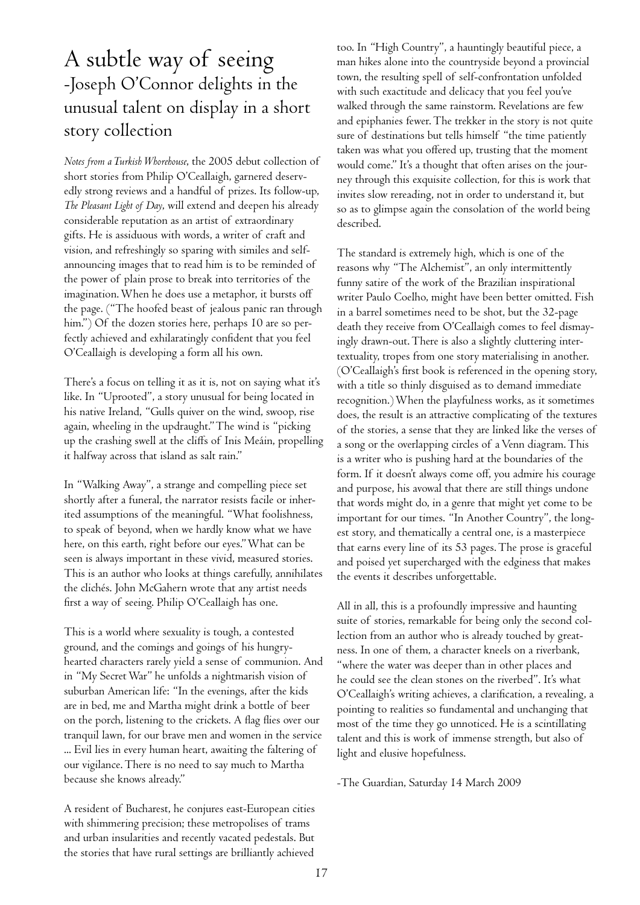# A subtle way of seeing

## -Joseph O'Connor delights in the unusual talent on display in a short story collection

*Notes from a Turkish Whorehouse*, the 2005 debut collection of short stories from Philip O'Ceallaigh, garnered deservedly strong reviews and a handful of prizes. Its follow-up, *The Pleasant Light of Day*, will extend and deepen his already considerable reputation as an artist of extraordinary gifts. He is assiduous with words, a writer of craft and vision, and refreshingly so sparing with similes and self-announcing images that to read him is to be reminded of the power of plain prose to break into territories of the imagination. When he does use a metaphor, it bursts off the page. ("The hoofed beast of jealous panic ran through him.") Of the dozen stories here, perhaps 10 are so perfectly achieved and exhilaratingly confident that you feel O'Ceallaigh is developing a form all his own.

There's a focus on telling it as it is, not on saying what it's like. In "Uprooted", a story unusual for being located in his native Ireland, "Gulls quiver on the wind, swoop, rise again, wheeling in the updraught." The wind is "picking up the crashing swell at the cliffs of Inis Meáin, propelling it halfway across that island as salt rain."

In "Walking Away", a strange and compelling piece set shortly after a funeral, the narrator resists facile or inherited assumptions of the meaningful. "What foolishness, to speak of beyond, when we hardly know what we have here, on this earth, right before our eyes." What can be seen is always important in these vivid, measured stories. This is an author who looks at things carefully, annihilates the clichés. John McGahern wrote that any artist needs first a way of seeing. Philip O'Ceallaigh has one.

This is a world where sexuality is tough, a contested ground, and the comings and goings of his hungry-hearted characters rarely yield a sense of communion. And in "My Secret War" he unfolds a nightmarish vision of suburban American life: "In the evenings, after the kids are in bed, me and Martha might drink a bottle of beer on the porch, listening to the crickets. A flag flies over our tranquil lawn, for our brave men and women in the service ... Evil lies in every human heart, awaiting the faltering of our vigilance. There is no need to say much to Martha because she knows already."

A resident of Bucharest, he conjures east-European cities with shimmering precision; these metropolises of trams and urban insularities and recently vacated pedestals. But the stories that have rural settings are brilliantly achieved too. In "High Country", a hauntingly beautiful piece, a man hikes alone into the countryside beyond a provincial town, the resulting spell of self-confrontation unfolded with such exactitude and delicacy that you feel you've walked through the same rainstorm. Revelations are few and epiphanies fewer. The trekker in the story is not quite sure of destinations but tells himself "the time patiently taken was what you offered up, trusting that the moment would come." It's a thought that often arises on the journey through this exquisite collection, for this is work that invites slow rereading, not in order to understand it, but so as to glimpse again the consolation of the world being described.

The standard is extremely high, which is one of the reasons why "The Alchemist", an only intermittently funny satire of the work of the Brazilian inspirational writer Paulo Coelho, might have been better omitted. Fish in a barrel sometimes need to be shot, but the 32-page death they receive from O'Ceallaigh comes to feel dismayingly drawn-out. There is also a slightly cluttering intertextuality, tropes from one story materialising in another. (O'Ceallaigh's first book is referenced in the opening story, with a title so thinly disguised as to demand immediate recognition.) When the playfulness works, as it sometimes does, the result is an attractive complicating of the textures of the stories, a sense that they are linked like the verses of a song or the overlapping circles of a Venn diagram. This is a writer who is pushing hard at the boundaries of the form. If it doesn't always come off, you admire his courage and purpose, his avowal that there are still things undone that words might do, in a genre that might yet come to be important for our times. "In Another Country", the longest story, and thematically a central one, is a masterpiece that earns every line of its 53 pages. The prose is graceful and poised yet supercharged with the edginess that makes the events it describes unforgettable.

All in all, this is a profoundly impressive and haunting suite of stories, remarkable for being only the second collection from an author who is already touched by greatness. In one of them, a character kneels on a riverbank, "where the water was deeper than in other places and he could see the clean stones on the riverbed". It's what O'Ceallaigh's writing achieves, a clarification, a revealing, a pointing to realities so fundamental and unchanging that most of the time they go unnoticed. He is a scintillating talent and this is work of immense strength, but also of light and elusive hopefulness.

-The Guardian, Saturday 14 March 2009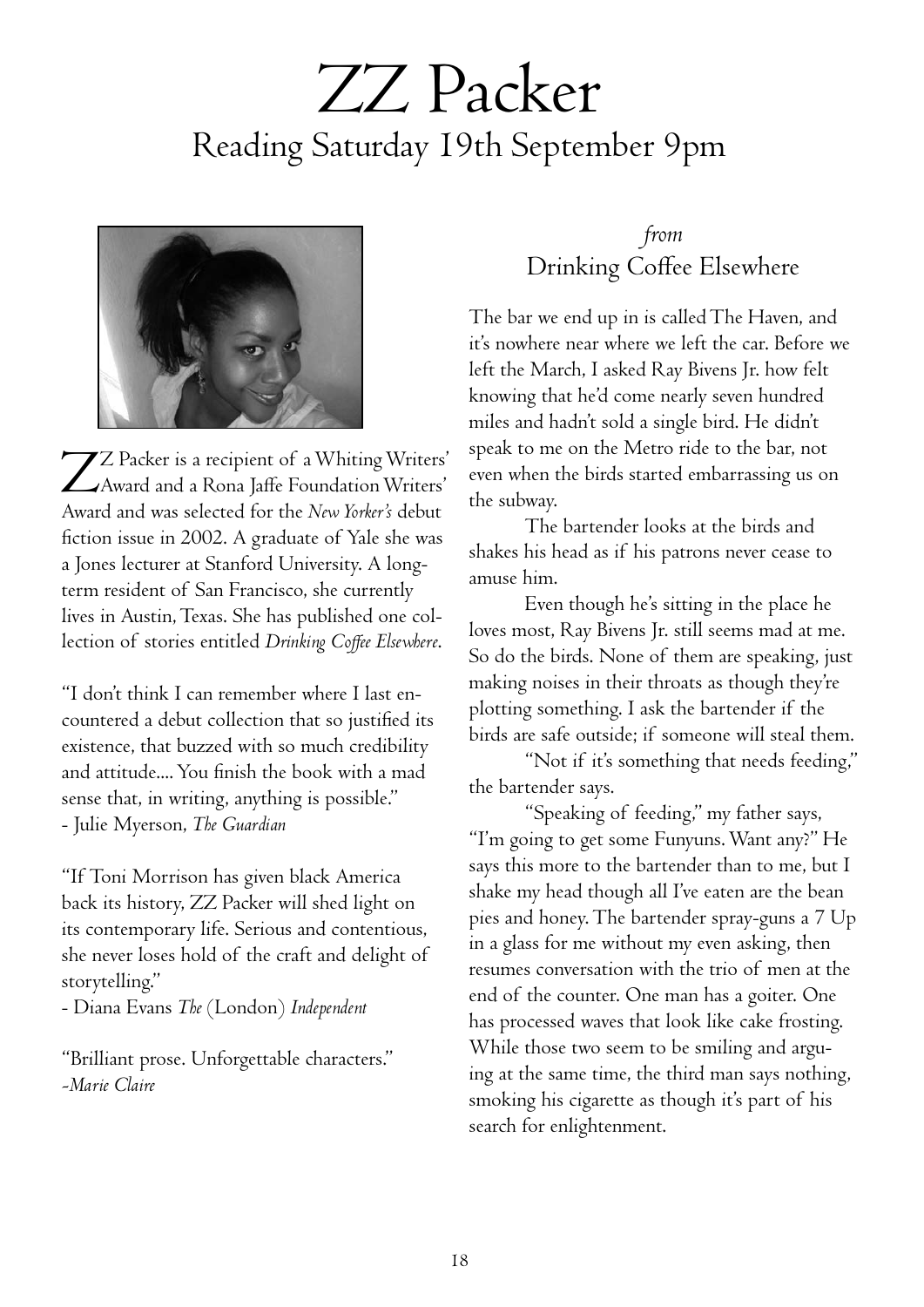# ZZ Packer

## Reading Saturday 19th September 9pm

ZZ Packer is a recipient of a Whiting Writers' Award and a Rona Jaffe Foundation Writers' Award and was selected for the *New Yorker's* debut fiction issue in 2002. A graduate of Yale she was a Jones lecturer at Stanford University. A long-term resident of San Francisco, she currently lives in Austin, Texas. She has published one collection of stories entitled *Drinking Coffee Elsewhere*.

"I don't think I can remember where I last encountered a debut collection that so justified its existence, that buzzed with so much credibility and attitude.... You finish the book with a mad sense that, in writing, anything is possible."
- Julie Myerson, *The Guardian*

"If Toni Morrison has given black America back its history, ZZ Packer will shed light on its contemporary life. Serious and contentious, she never loses hold of the craft and delight of storytelling."
- Diana Evans *The* (London) *Independent*

"Brilliant prose. Unforgettable characters."
*-Marie Claire*

### *from*
### Drinking Coffee Elsewhere

The bar we end up in is called The Haven, and it's nowhere near where we left the car. Before we left the March, I asked Ray Bivens Jr. how felt knowing that he'd come nearly seven hundred miles and hadn't sold a single bird. He didn't speak to me on the Metro ride to the bar, not even when the birds started embarrassing us on the subway.

The bartender looks at the birds and shakes his head as if his patrons never cease to amuse him.

Even though he's sitting in the place he loves most, Ray Bivens Jr. still seems mad at me. So do the birds. None of them are speaking, just making noises in their throats as though they're plotting something. I ask the bartender if the birds are safe outside; if someone will steal them.

"Not if it's something that needs feeding," the bartender says.

"Speaking of feeding," my father says, "I'm going to get some Funyuns. Want any?" He says this more to the bartender than to me, but I shake my head though all I've eaten are the bean pies and honey. The bartender spray-guns a 7 Up in a glass for me without my even asking, then resumes conversation with the trio of men at the end of the counter. One man has a goiter. One has processed waves that look like cake frosting. While those two seem to be smiling and arguing at the same time, the third man says nothing, smoking his cigarette as though it's part of his search for enlightenment.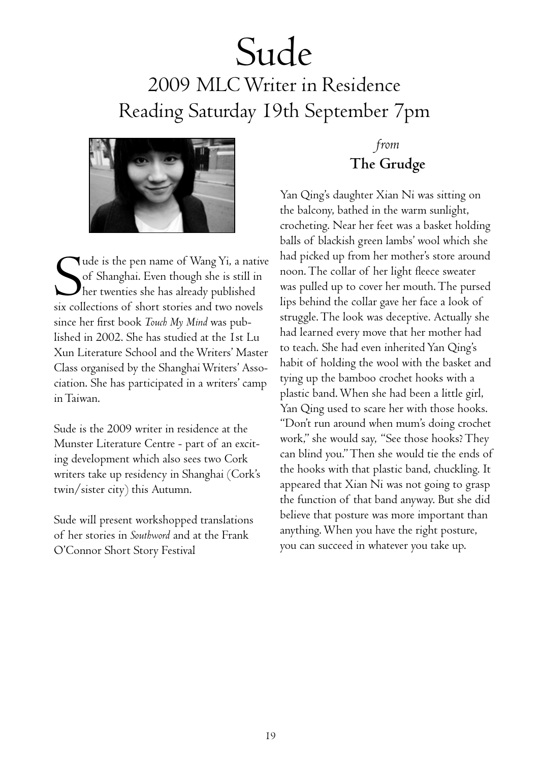# Sude

## 2009 MLC Writer in Residence
## Reading Saturday 19th September 7pm

Sude is the pen name of Wang Yi, a native of Shanghai. Even though she is still in her twenties she has already published six collections of short stories and two novels since her first book *Touch My Mind* was published in 2002. She has studied at the 1st Lu Xun Literature School and the Writers' Master Class organised by the Shanghai Writers' Association. She has participated in a writers' camp in Taiwan.

Sude is the 2009 writer in residence at the Munster Literature Centre - part of an exciting development which also sees two Cork writers take up residency in Shanghai (Cork's twin/sister city) this Autumn.

Sude will present workshopped translations of her stories in *Southword* and at the Frank O'Connor Short Story Festival

*from*
### The Grudge

Yan Qing's daughter Xian Ni was sitting on the balcony, bathed in the warm sunlight, crocheting. Near her feet was a basket holding balls of blackish green lambs' wool which she had picked up from her mother's store around noon. The collar of her light fleece sweater was pulled up to cover her mouth. The pursed lips behind the collar gave her face a look of struggle. The look was deceptive. Actually she had learned every move that her mother had to teach. She had even inherited Yan Qing's habit of holding the wool with the basket and tying up the bamboo crochet hooks with a plastic band. When she had been a little girl, Yan Qing used to scare her with those hooks. "Don't run around when mum's doing crochet work," she would say, "See those hooks? They can blind you." Then she would tie the ends of the hooks with that plastic band, chuckling. It appeared that Xian Ni was not going to grasp the function of that band anyway. But she did believe that posture was more important than anything. When you have the right posture, you can succeed in whatever you take up.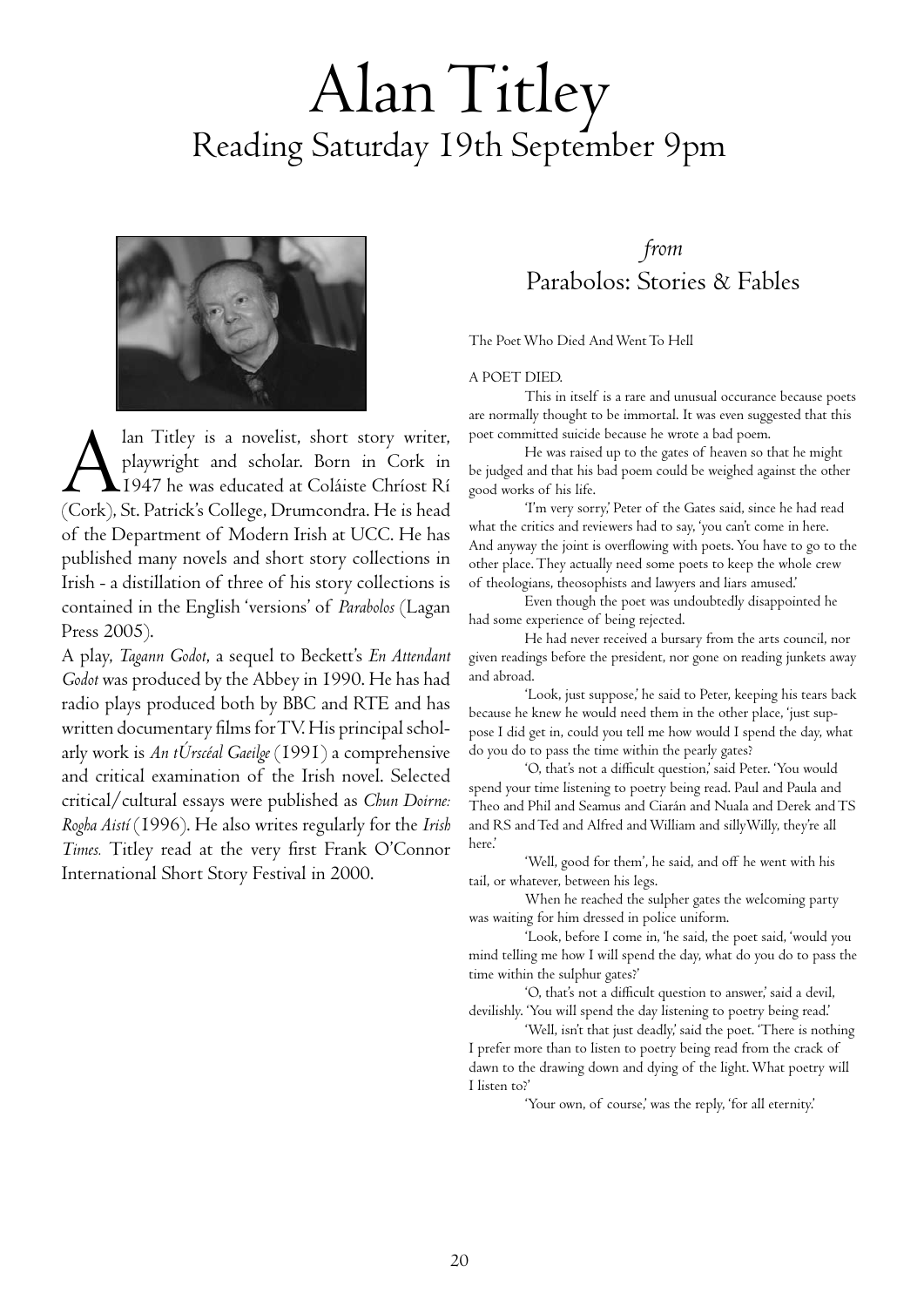# Alan Titley

## Reading Saturday 19th September 9pm

Alan Titley is a novelist, short story writer, playwright and scholar. Born in Cork in 1947 he was educated at Coláiste Chríost Rí (Cork), St. Patrick's College, Drumcondra. He is head of the Department of Modern Irish at UCC. He has published many novels and short story collections in Irish - a distillation of three of his story collections is contained in the English 'versions' of *Parabolos* (Lagan Press 2005).

A play, *Tagann Godot*, a sequel to Beckett's *En Attendant Godot* was produced by the Abbey in 1990. He has had radio plays produced both by BBC and RTE and has written documentary films for TV. His principal scholarly work is *An tÚrscéal Gaeilge* (1991) a comprehensive and critical examination of the Irish novel. Selected critical/cultural essays were published as *Chun Doirne: Rogha Aistí* (1996). He also writes regularly for the *Irish Times.* Titley read at the very first Frank O'Connor International Short Story Festival in 2000.

### *from* Parabolos: Stories & Fables

The Poet Who Died And Went To Hell

A POET DIED.

This in itself is a rare and unusual occurance because poets are normally thought to be immortal. It was even suggested that this poet committed suicide because he wrote a bad poem.

He was raised up to the gates of heaven so that he might be judged and that his bad poem could be weighed against the other good works of his life.

'I'm very sorry,' Peter of the Gates said, since he had read what the critics and reviewers had to say, 'you can't come in here. And anyway the joint is overflowing with poets. You have to go to the other place. They actually need some poets to keep the whole crew of theologians, theosophists and lawyers and liars amused.'

Even though the poet was undoubtedly disappointed he had some experience of being rejected.

He had never received a bursary from the arts council, nor given readings before the president, nor gone on reading junkets away and abroad.

'Look, just suppose,' he said to Peter, keeping his tears back because he knew he would need them in the other place, 'just suppose I did get in, could you tell me how would I spend the day, what do you do to pass the time within the pearly gates?

'O, that's not a difficult question,' said Peter. 'You would spend your time listening to poetry being read. Paul and Paula and Theo and Phil and Seamus and Ciarán and Nuala and Derek and TS and RS and Ted and Alfred and William and sillyWilly, they're all here.'

'Well, good for them', he said, and off he went with his tail, or whatever, between his legs.

When he reached the sulpher gates the welcoming party was waiting for him dressed in police uniform.

'Look, before I come in, 'he said, the poet said, 'would you mind telling me how I will spend the day, what do you do to pass the time within the sulphur gates?'

'O, that's not a difficult question to answer,' said a devil, devilishly. 'You will spend the day listening to poetry being read.'

'Well, isn't that just deadly,' said the poet. 'There is nothing I prefer more than to listen to poetry being read from the crack of dawn to the drawing down and dying of the light. What poetry will I listen to?'

'Your own, of course,' was the reply, 'for all eternity.'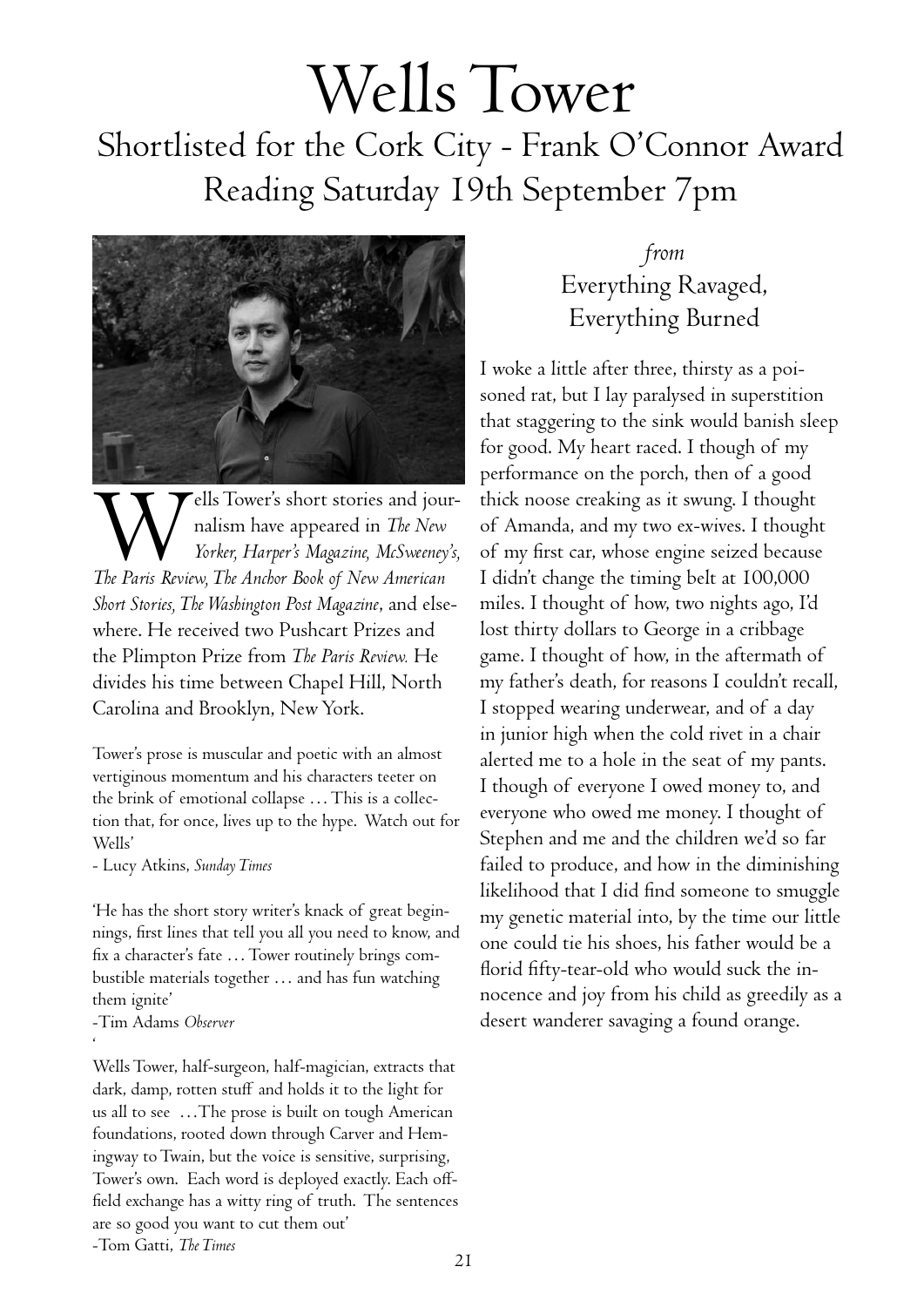# Wells Tower

## Shortlisted for the Cork City - Frank O'Connor Award

## Reading Saturday 19th September 7pm

Wells Tower's short stories and journalism have appeared in *The New Yorker, Harper's Magazine, McSweeney's, The Paris Review, The Anchor Book of New American Short Stories, The Washington Post Magazine*, and elsewhere. He received two Pushcart Prizes and the Plimpton Prize from *The Paris Review.* He divides his time between Chapel Hill, North Carolina and Brooklyn, New York.

Tower's prose is muscular and poetic with an almost vertiginous momentum and his characters teeter on the brink of emotional collapse … This is a collection that, for once, lives up to the hype. Watch out for Wells'

- Lucy Atkins, *Sunday Times*

'He has the short story writer's knack of great beginnings, first lines that tell you all you need to know, and fix a character's fate … Tower routinely brings combustible materials together … and has fun watching them ignite'

-Tim Adams *Observer*

'

Wells Tower, half-surgeon, half-magician, extracts that dark, damp, rotten stuff and holds it to the light for us all to see …The prose is built on tough American foundations, rooted down through Carver and Hemingway to Twain, but the voice is sensitive, surprising, Tower's own. Each word is deployed exactly. Each off-field exchange has a witty ring of truth. The sentences are so good you want to cut them out'

-Tom Gatti, *The Times*

### *from* Everything Ravaged, Everything Burned

I woke a little after three, thirsty as a poisoned rat, but I lay paralysed in superstition that staggering to the sink would banish sleep for good. My heart raced. I though of my performance on the porch, then of a good thick noose creaking as it swung. I thought of Amanda, and my two ex-wives. I thought of my first car, whose engine seized because I didn't change the timing belt at 100,000 miles. I thought of how, two nights ago, I'd lost thirty dollars to George in a cribbage game. I thought of how, in the aftermath of my father's death, for reasons I couldn't recall, I stopped wearing underwear, and of a day in junior high when the cold rivet in a chair alerted me to a hole in the seat of my pants. I though of everyone I owed money to, and everyone who owed me money. I thought of Stephen and me and the children we'd so far failed to produce, and how in the diminishing likelihood that I did find someone to smuggle my genetic material into, by the time our little one could tie his shoes, his father would be a florid fifty-tear-old who would suck the innocence and joy from his child as greedily as a desert wanderer savaging a found orange.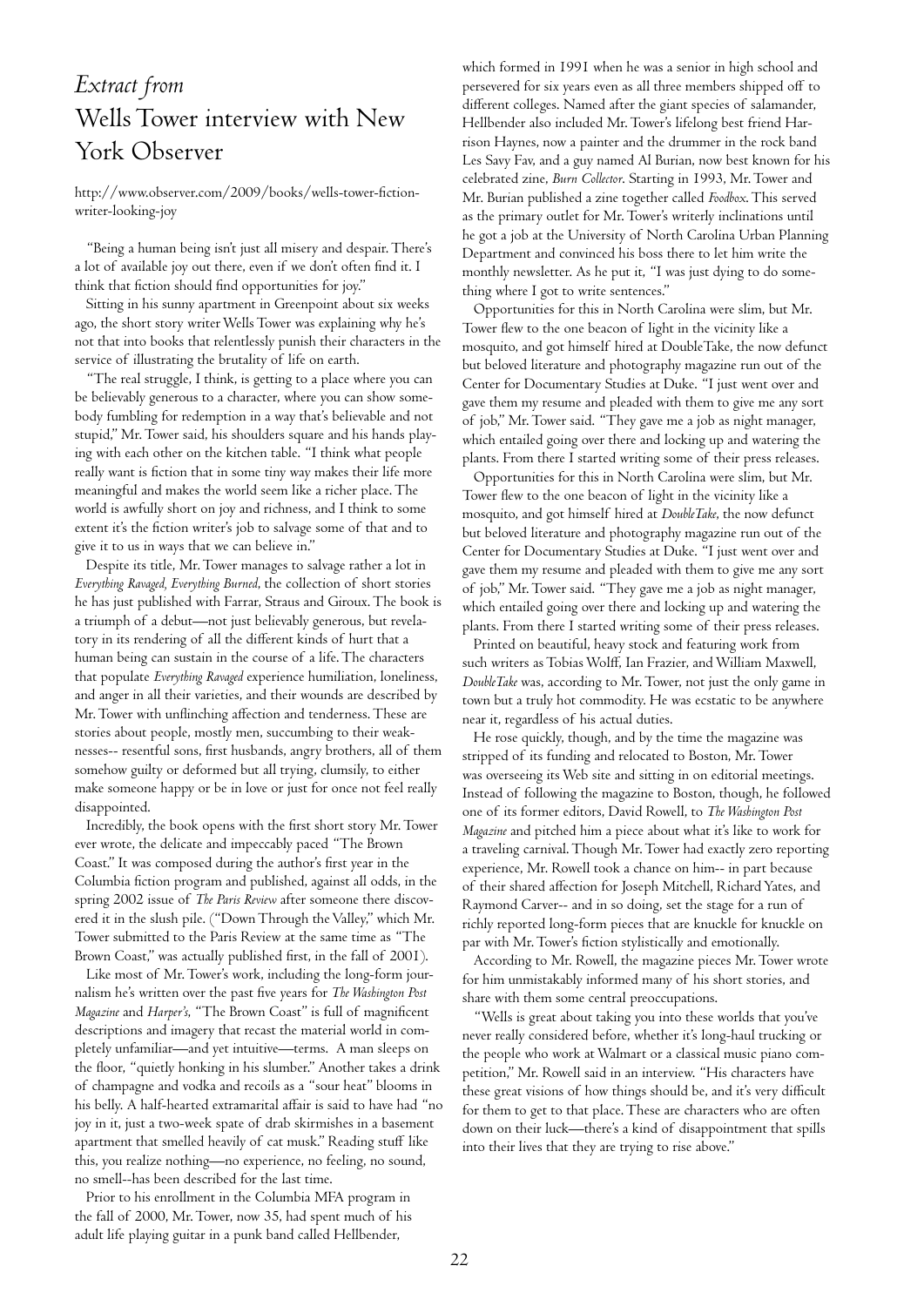# *Extract from* Wells Tower interview with New York Observer

http://www.observer.com/2009/books/wells-tower-fiction-writer-looking-joy

"Being a human being isn't just all misery and despair. There's a lot of available joy out there, even if we don't often find it. I think that fiction should find opportunities for joy."

Sitting in his sunny apartment in Greenpoint about six weeks ago, the short story writer Wells Tower was explaining why he's not that into books that relentlessly punish their characters in the service of illustrating the brutality of life on earth.

"The real struggle, I think, is getting to a place where you can be believably generous to a character, where you can show somebody fumbling for redemption in a way that's believable and not stupid," Mr. Tower said, his shoulders square and his hands playing with each other on the kitchen table. "I think what people really want is fiction that in some tiny way makes their life more meaningful and makes the world seem like a richer place. The world is awfully short on joy and richness, and I think to some extent it's the fiction writer's job to salvage some of that and to give it to us in ways that we can believe in."

Despite its title, Mr. Tower manages to salvage rather a lot in *Everything Ravaged, Everything Burned*, the collection of short stories he has just published with Farrar, Straus and Giroux. The book is a triumph of a debut—not just believably generous, but revelatory in its rendering of all the different kinds of hurt that a human being can sustain in the course of a life. The characters that populate *Everything Ravaged* experience humiliation, loneliness, and anger in all their varieties, and their wounds are described by Mr. Tower with unflinching affection and tenderness. These are stories about people, mostly men, succumbing to their weaknesses-- resentful sons, first husbands, angry brothers, all of them somehow guilty or deformed but all trying, clumsily, to either make someone happy or be in love or just for once not feel really disappointed.

Incredibly, the book opens with the first short story Mr. Tower ever wrote, the delicate and impeccably paced "The Brown Coast." It was composed during the author's first year in the Columbia fiction program and published, against all odds, in the spring 2002 issue of *The Paris Review* after someone there discovered it in the slush pile. ("Down Through the Valley," which Mr. Tower submitted to the Paris Review at the same time as "The Brown Coast," was actually published first, in the fall of 2001).

Like most of Mr. Tower's work, including the long-form journalism he's written over the past five years for *The Washington Post Magazine* and *Harper's*, "The Brown Coast" is full of magnificent descriptions and imagery that recast the material world in completely unfamiliar—and yet intuitive—terms. A man sleeps on the floor, "quietly honking in his slumber." Another takes a drink of champagne and vodka and recoils as a "sour heat" blooms in his belly. A half-hearted extramarital affair is said to have had "no joy in it, just a two-week spate of drab skirmishes in a basement apartment that smelled heavily of cat musk." Reading stuff like this, you realize nothing—no experience, no feeling, no sound, no smell--has been described for the last time.

Prior to his enrollment in the Columbia MFA program in the fall of 2000, Mr. Tower, now 35, had spent much of his adult life playing guitar in a punk band called Hellbender, which formed in 1991 when he was a senior in high school and persevered for six years even as all three members shipped off to different colleges. Named after the giant species of salamander, Hellbender also included Mr. Tower's lifelong best friend Harrison Haynes, now a painter and the drummer in the rock band Les Savy Fav, and a guy named Al Burian, now best known for his celebrated zine, *Burn Collector*. Starting in 1993, Mr. Tower and Mr. Burian published a zine together called *Foodbox*. This served as the primary outlet for Mr. Tower's writerly inclinations until he got a job at the University of North Carolina Urban Planning Department and convinced his boss there to let him write the monthly newsletter. As he put it, "I was just dying to do something where I got to write sentences."

Opportunities for this in North Carolina were slim, but Mr. Tower flew to the one beacon of light in the vicinity like a mosquito, and got himself hired at DoubleTake, the now defunct but beloved literature and photography magazine run out of the Center for Documentary Studies at Duke. "I just went over and gave them my resume and pleaded with them to give me any sort of job," Mr. Tower said. "They gave me a job as night manager, which entailed going over there and locking up and watering the plants. From there I started writing some of their press releases.

Opportunities for this in North Carolina were slim, but Mr. Tower flew to the one beacon of light in the vicinity like a mosquito, and got himself hired at *DoubleTake*, the now defunct but beloved literature and photography magazine run out of the Center for Documentary Studies at Duke. "I just went over and gave them my resume and pleaded with them to give me any sort of job," Mr. Tower said. "They gave me a job as night manager, which entailed going over there and locking up and watering the plants. From there I started writing some of their press releases.

Printed on beautiful, heavy stock and featuring work from such writers as Tobias Wolff, Ian Frazier, and William Maxwell, *DoubleTake* was, according to Mr. Tower, not just the only game in town but a truly hot commodity. He was ecstatic to be anywhere near it, regardless of his actual duties.

He rose quickly, though, and by the time the magazine was stripped of its funding and relocated to Boston, Mr. Tower was overseeing its Web site and sitting in on editorial meetings. Instead of following the magazine to Boston, though, he followed one of its former editors, David Rowell, to *The Washington Post Magazine* and pitched him a piece about what it's like to work for a traveling carnival. Though Mr. Tower had exactly zero reporting experience, Mr. Rowell took a chance on him-- in part because of their shared affection for Joseph Mitchell, Richard Yates, and Raymond Carver-- and in so doing, set the stage for a run of richly reported long-form pieces that are knuckle for knuckle on par with Mr. Tower's fiction stylistically and emotionally.

According to Mr. Rowell, the magazine pieces Mr. Tower wrote for him unmistakably informed many of his short stories, and share with them some central preoccupations.

"Wells is great about taking you into these worlds that you've never really considered before, whether it's long-haul trucking or the people who work at Walmart or a classical music piano competition," Mr. Rowell said in an interview. "His characters have these great visions of how things should be, and it's very difficult for them to get to that place. These are characters who are often down on their luck—there's a kind of disappointment that spills into their lives that they are trying to rise above."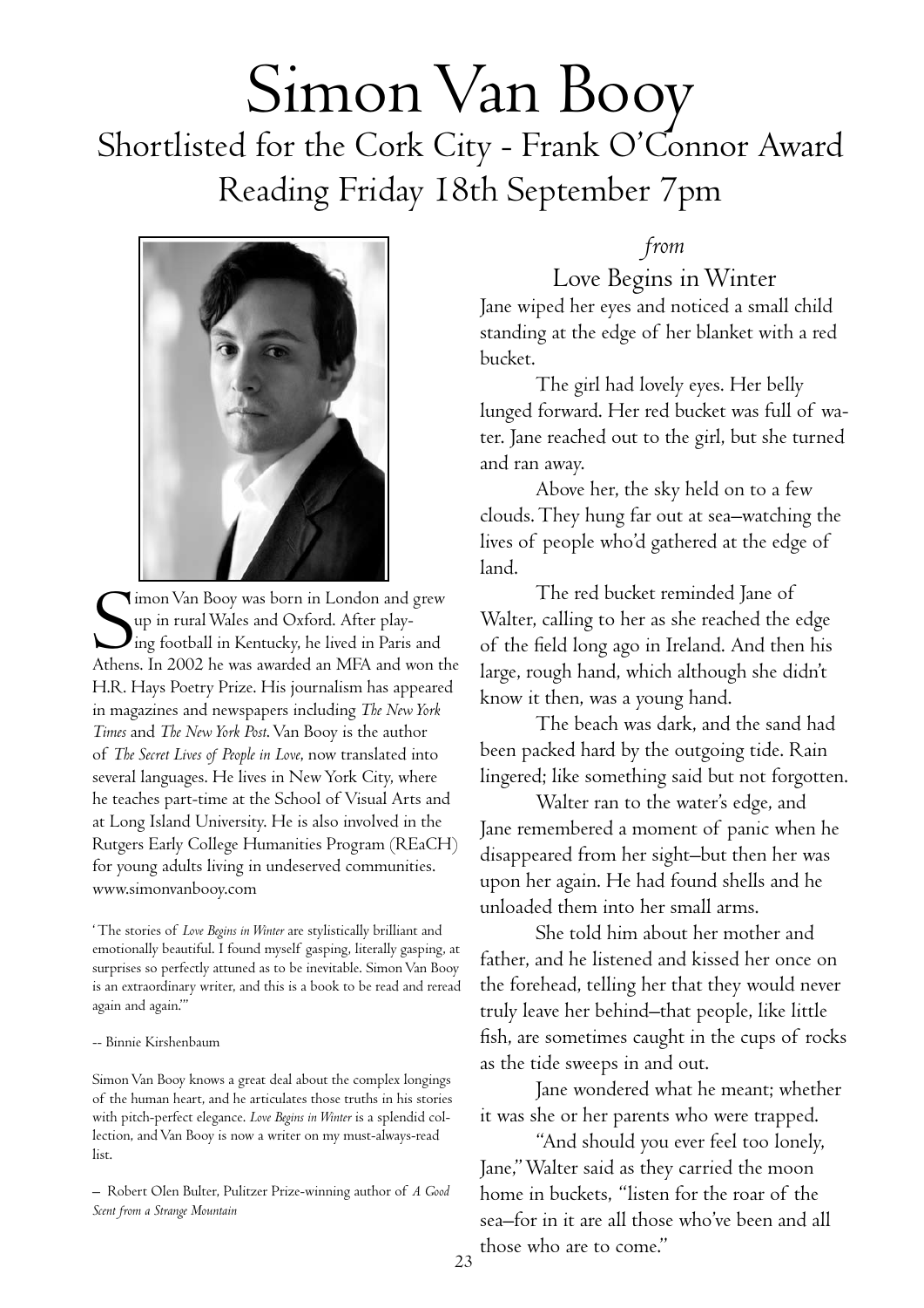# Simon Van Booy

## Shortlisted for the Cork City - Frank O'Connor Award

## Reading Friday 18th September 7pm

Simon Van Booy was born in London and grew up in rural Wales and Oxford. After playing football in Kentucky, he lived in Paris and Athens. In 2002 he was awarded an MFA and won the H.R. Hays Poetry Prize. His journalism has appeared in magazines and newspapers including *The New York Times* and *The New York Post*. Van Booy is the author of *The Secret Lives of People in Love*, now translated into several languages. He lives in New York City, where he teaches part-time at the School of Visual Arts and at Long Island University. He is also involved in the Rutgers Early College Humanities Program (REaCH) for young adults living in undeserved communities. www.simonvanbooy.com

'The stories of *Love Begins in Winter* are stylistically brilliant and emotionally beautiful. I found myself gasping, literally gasping, at surprises so perfectly attuned as to be inevitable. Simon Van Booy is an extraordinary writer, and this is a book to be read and reread again and again."'

-- Binnie Kirshenbaum

Simon Van Booy knows a great deal about the complex longings of the human heart, and he articulates those truths in his stories with pitch-perfect elegance. *Love Begins in Winter* is a splendid collection, and Van Booy is now a writer on my must-always-read list.

– Robert Olen Bulter, Pulitzer Prize-winning author of *A Good Scent from a Strange Mountain*

*from*

### Love Begins in Winter

Jane wiped her eyes and noticed a small child standing at the edge of her blanket with a red bucket.

The girl had lovely eyes. Her belly lunged forward. Her red bucket was full of water. Jane reached out to the girl, but she turned and ran away.

Above her, the sky held on to a few clouds. They hung far out at sea–watching the lives of people who'd gathered at the edge of land.

The red bucket reminded Jane of Walter, calling to her as she reached the edge of the field long ago in Ireland. And then his large, rough hand, which although she didn't know it then, was a young hand.

The beach was dark, and the sand had been packed hard by the outgoing tide. Rain lingered; like something said but not forgotten.

Walter ran to the water's edge, and Jane remembered a moment of panic when he disappeared from her sight–but then her was upon her again. He had found shells and he unloaded them into her small arms.

She told him about her mother and father, and he listened and kissed her once on the forehead, telling her that they would never truly leave her behind–that people, like little fish, are sometimes caught in the cups of rocks as the tide sweeps in and out.

Jane wondered what he meant; whether it was she or her parents who were trapped.

"And should you ever feel too lonely, Jane," Walter said as they carried the moon home in buckets, "listen for the roar of the sea–for in it are all those who've been and all those who are to come."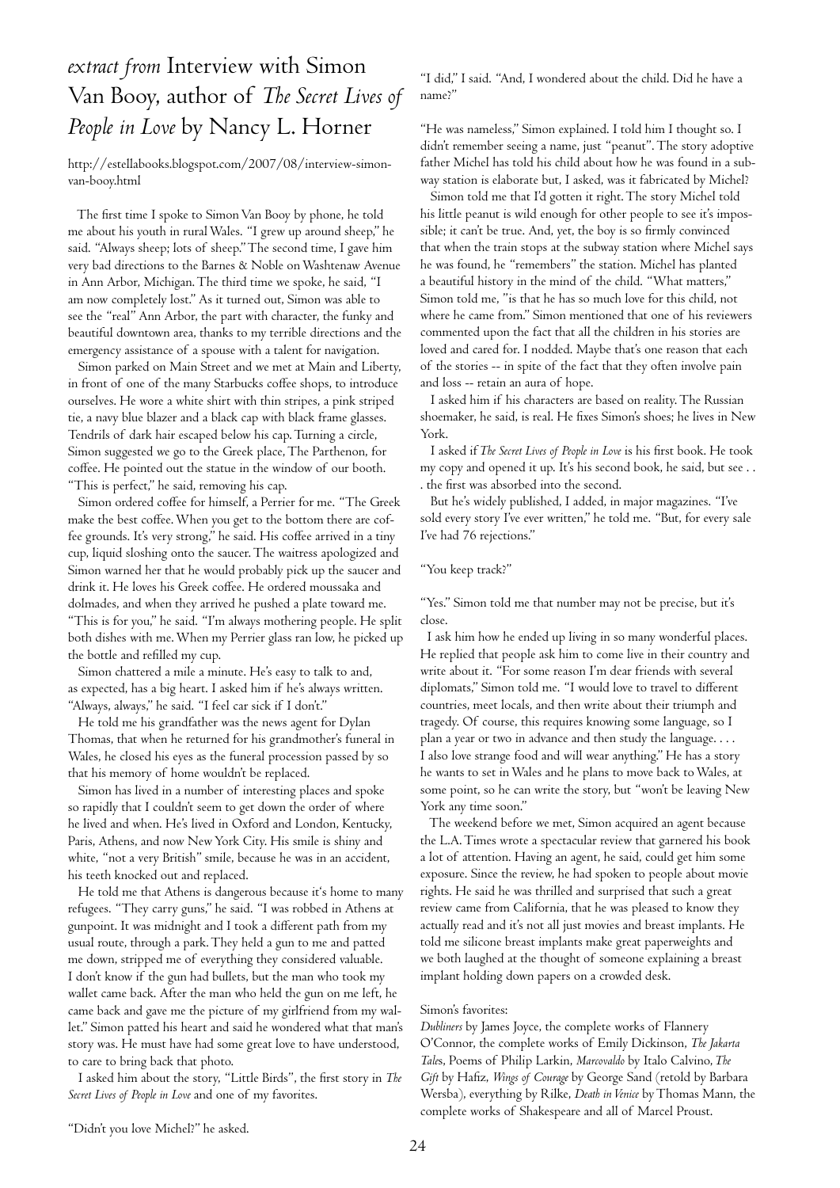# *extract from* Interview with Simon Van Booy, author of *The Secret Lives of People in Love* by Nancy L. Horner

http://estellabooks.blogspot.com/2007/08/interview-simon-van-booy.html

The first time I spoke to Simon Van Booy by phone, he told me about his youth in rural Wales. "I grew up around sheep," he said. "Always sheep; lots of sheep." The second time, I gave him very bad directions to the Barnes & Noble on Washtenaw Avenue in Ann Arbor, Michigan. The third time we spoke, he said, "I am now completely lost." As it turned out, Simon was able to see the "real" Ann Arbor, the part with character, the funky and beautiful downtown area, thanks to my terrible directions and the emergency assistance of a spouse with a talent for navigation.

Simon parked on Main Street and we met at Main and Liberty, in front of one of the many Starbucks coffee shops, to introduce ourselves. He wore a white shirt with thin stripes, a pink striped tie, a navy blue blazer and a black cap with black frame glasses. Tendrils of dark hair escaped below his cap. Turning a circle, Simon suggested we go to the Greek place, The Parthenon, for coffee. He pointed out the statue in the window of our booth. "This is perfect," he said, removing his cap.

Simon ordered coffee for himself, a Perrier for me. "The Greek make the best coffee. When you get to the bottom there are coffee grounds. It's very strong," he said. His coffee arrived in a tiny cup, liquid sloshing onto the saucer. The waitress apologized and Simon warned her that he would probably pick up the saucer and drink it. He loves his Greek coffee. He ordered moussaka and dolmades, and when they arrived he pushed a plate toward me. "This is for you," he said. "I'm always mothering people. He split both dishes with me. When my Perrier glass ran low, he picked up the bottle and refilled my cup.

Simon chattered a mile a minute. He's easy to talk to and, as expected, has a big heart. I asked him if he's always written. "Always, always," he said. "I feel car sick if I don't."

He told me his grandfather was the news agent for Dylan Thomas, that when he returned for his grandmother's funeral in Wales, he closed his eyes as the funeral procession passed by so that his memory of home wouldn't be replaced.

Simon has lived in a number of interesting places and spoke so rapidly that I couldn't seem to get down the order of where he lived and when. He's lived in Oxford and London, Kentucky, Paris, Athens, and now New York City. His smile is shiny and white, "not a very British" smile, because he was in an accident, his teeth knocked out and replaced.

He told me that Athens is dangerous because it's home to many refugees. "They carry guns," he said. "I was robbed in Athens at gunpoint. It was midnight and I took a different path from my usual route, through a park. They held a gun to me and patted me down, stripped me of everything they considered valuable. I don't know if the gun had bullets, but the man who took my wallet came back. After the man who held the gun on me left, he came back and gave me the picture of my girlfriend from my wallet." Simon patted his heart and said he wondered what that man's story was. He must have had some great love to have understood, to care to bring back that photo.

I asked him about the story, "Little Birds", the first story in *The Secret Lives of People in Love* and one of my favorites.

"Didn't you love Michel?" he asked.

"I did," I said. "And, I wondered about the child. Did he have a name?"

"He was nameless," Simon explained. I told him I thought so. I didn't remember seeing a name, just "peanut". The story adoptive father Michel has told his child about how he was found in a subway station is elaborate but, I asked, was it fabricated by Michel?

Simon told me that I'd gotten it right. The story Michel told his little peanut is wild enough for other people to see it's impossible; it can't be true. And, yet, the boy is so firmly convinced that when the train stops at the subway station where Michel says he was found, he "remembers" the station. Michel has planted a beautiful history in the mind of the child. "What matters," Simon told me, "is that he has so much love for this child, not where he came from." Simon mentioned that one of his reviewers commented upon the fact that all the children in his stories are loved and cared for. I nodded. Maybe that's one reason that each of the stories -- in spite of the fact that they often involve pain and loss -- retain an aura of hope.

I asked him if his characters are based on reality. The Russian shoemaker, he said, is real. He fixes Simon's shoes; he lives in New York.

I asked if *The Secret Lives of People in Love* is his first book. He took my copy and opened it up. It's his second book, he said, but see . . . the first was absorbed into the second.

But he's widely published, I added, in major magazines. "I've sold every story I've ever written," he told me. "But, for every sale I've had 76 rejections."

"You keep track?"

"Yes." Simon told me that number may not be precise, but it's close.

I ask him how he ended up living in so many wonderful places. He replied that people ask him to come live in their country and write about it. "For some reason I'm dear friends with several diplomats," Simon told me. "I would love to travel to different countries, meet locals, and then write about their triumph and tragedy. Of course, this requires knowing some language, so I plan a year or two in advance and then study the language. . . . I also love strange food and will wear anything." He has a story he wants to set in Wales and he plans to move back to Wales, at some point, so he can write the story, but "won't be leaving New York any time soon."

The weekend before we met, Simon acquired an agent because the L.A. Times wrote a spectacular review that garnered his book a lot of attention. Having an agent, he said, could get him some exposure. Since the review, he had spoken to people about movie rights. He said he was thrilled and surprised that such a great review came from California, that he was pleased to know they actually read and it's not all just movies and breast implants. He told me silicone breast implants make great paperweights and we both laughed at the thought of someone explaining a breast implant holding down papers on a crowded desk.

Simon's favorites:
*Dubliners* by James Joyce, the complete works of Flannery O'Connor, the complete works of Emily Dickinson, *The Jakarta Tales*, Poems of Philip Larkin, *Marcovaldo* by Italo Calvino, *The Gift* by Hafiz, *Wings of Courage* by George Sand (retold by Barbara Wersba), everything by Rilke, *Death in Venice* by Thomas Mann, the complete works of Shakespeare and all of Marcel Proust.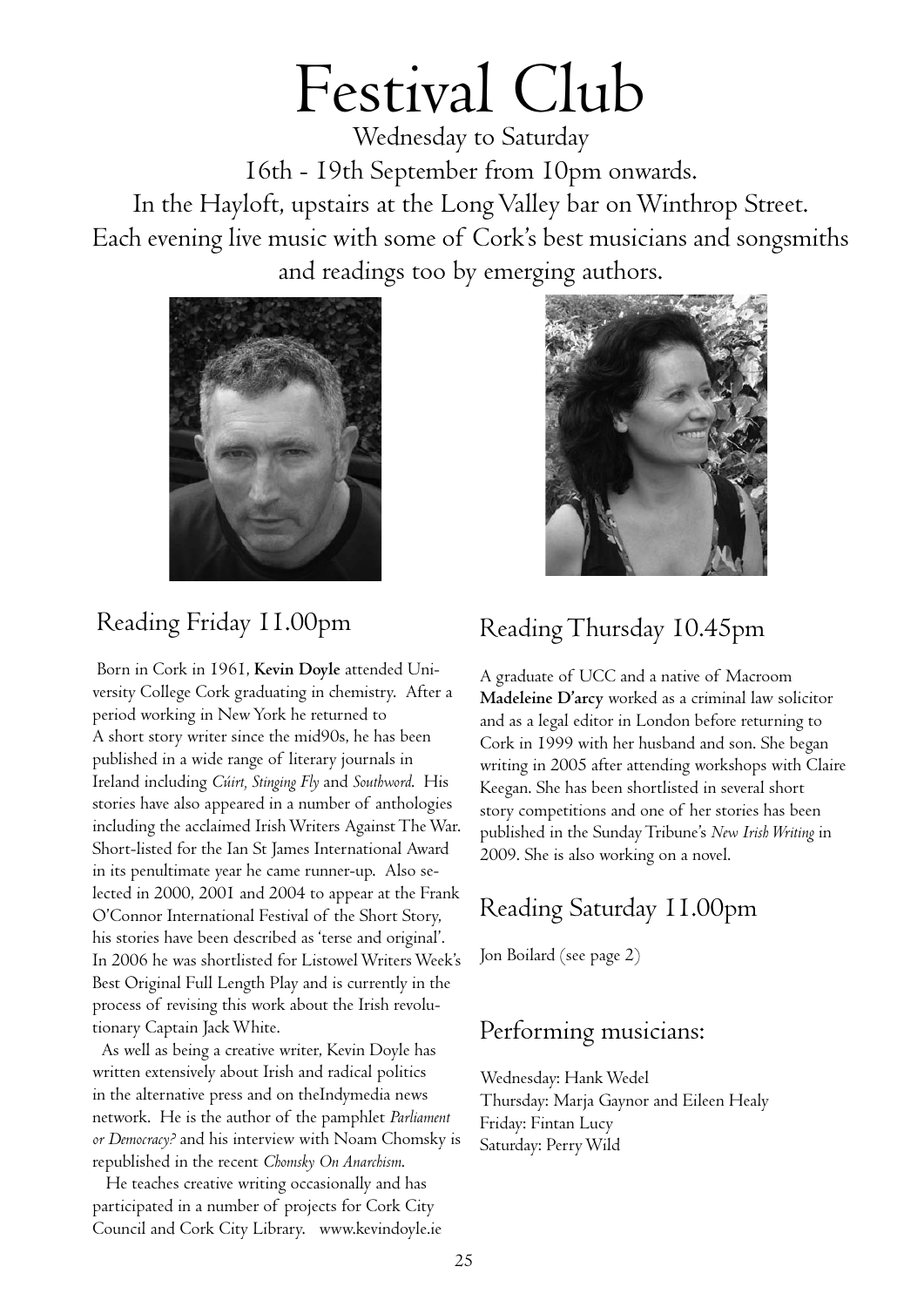# Festival Club

Wednesday to Saturday
16th - 19th September from 10pm onwards.
In the Hayloft, upstairs at the Long Valley bar on Winthrop Street.
Each evening live music with some of Cork's best musicians and songsmiths and readings too by emerging authors.

## Reading Friday 11.00pm

Born in Cork in 1961, **Kevin Doyle** attended University College Cork graduating in chemistry. After a period working in New York he returned to A short story writer since the mid90s, he has been published in a wide range of literary journals in Ireland including *Cúirt, Stinging Fly* and *Southword*. His stories have also appeared in a number of anthologies including the acclaimed Irish Writers Against The War. Short-listed for the Ian St James International Award in its penultimate year he came runner-up. Also selected in 2000, 2001 and 2004 to appear at the Frank O'Connor International Festival of the Short Story, his stories have been described as 'terse and original'. In 2006 he was shortlisted for Listowel Writers Week's Best Original Full Length Play and is currently in the process of revising this work about the Irish revolutionary Captain Jack White.

As well as being a creative writer, Kevin Doyle has written extensively about Irish and radical politics in the alternative press and on theIndymedia news network. He is the author of the pamphlet *Parliament or Democracy?* and his interview with Noam Chomsky is republished in the recent *Chomsky On Anarchism*.

He teaches creative writing occasionally and has participated in a number of projects for Cork City Council and Cork City Library. www.kevindoyle.ie

## Reading Thursday 10.45pm

A graduate of UCC and a native of Macroom **Madeleine D'arcy** worked as a criminal law solicitor and as a legal editor in London before returning to Cork in 1999 with her husband and son. She began writing in 2005 after attending workshops with Claire Keegan. She has been shortlisted in several short story competitions and one of her stories has been published in the Sunday Tribune's *New Irish Writing* in 2009. She is also working on a novel.

## Reading Saturday 11.00pm

Jon Boilard (see page 2)

## Performing musicians:

Wednesday: Hank Wedel
Thursday: Marja Gaynor and Eileen Healy
Friday: Fintan Lucy
Saturday: Perry Wild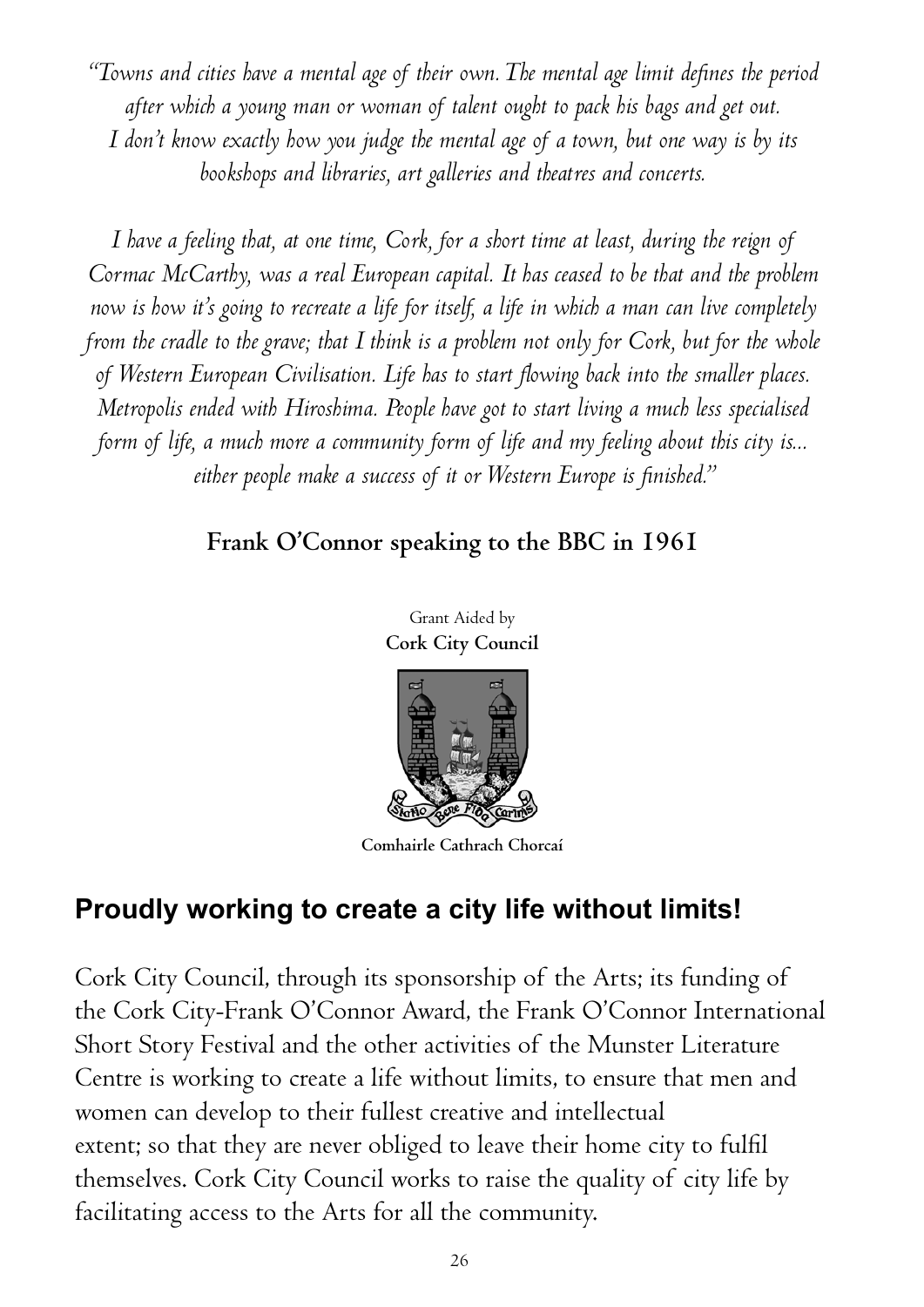*"Towns and cities have a mental age of their own. The mental age limit defines the period after which a young man or woman of talent ought to pack his bags and get out. I don't know exactly how you judge the mental age of a town, but one way is by its bookshops and libraries, art galleries and theatres and concerts.*

*I have a feeling that, at one time, Cork, for a short time at least, during the reign of Cormac McCarthy, was a real European capital. It has ceased to be that and the problem now is how it's going to recreate a life for itself, a life in which a man can live completely from the cradle to the grave; that I think is a problem not only for Cork, but for the whole of Western European Civilisation. Life has to start flowing back into the smaller places. Metropolis ended with Hiroshima. People have got to start living a much less specialised form of life, a much more a community form of life and my feeling about this city is... either people make a success of it or Western Europe is finished."*

**Frank O'Connor speaking to the BBC in 1961**

Grant Aided by
**Cork City Council**

Statio Bene Fida Carinis

**Comhairle Cathrach Chorcaí**

## Proudly working to create a city life without limits!

Cork City Council, through its sponsorship of the Arts; its funding of the Cork City-Frank O'Connor Award, the Frank O'Connor International Short Story Festival and the other activities of the Munster Literature Centre is working to create a life without limits, to ensure that men and women can develop to their fullest creative and intellectual extent; so that they are never obliged to leave their home city to fulfil themselves. Cork City Council works to raise the quality of city life by facilitating access to the Arts for all the community.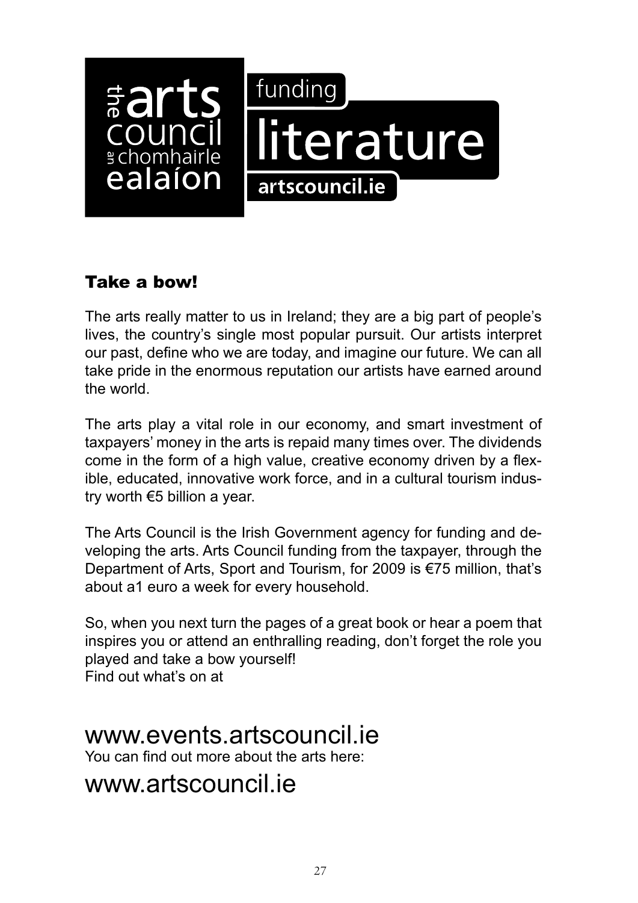the arts council
an chomhairle ealaíon

funding
literature
artscouncil.ie

## Take a bow!

The arts really matter to us in Ireland; they are a big part of people's lives, the country's single most popular pursuit. Our artists interpret our past, define who we are today, and imagine our future. We can all take pride in the enormous reputation our artists have earned around the world.

The arts play a vital role in our economy, and smart investment of taxpayers' money in the arts is repaid many times over. The dividends come in the form of a high value, creative economy driven by a flexible, educated, innovative work force, and in a cultural tourism industry worth €5 billion a year.

The Arts Council is the Irish Government agency for funding and developing the arts. Arts Council funding from the taxpayer, through the Department of Arts, Sport and Tourism, for 2009 is €75 million, that's about a1 euro a week for every household.

So, when you next turn the pages of a great book or hear a poem that inspires you or attend an enthralling reading, don't forget the role you played and take a bow yourself!
Find out what's on at

## www.events.artscouncil.ie

You can find out more about the arts here:

## www.artscouncil.ie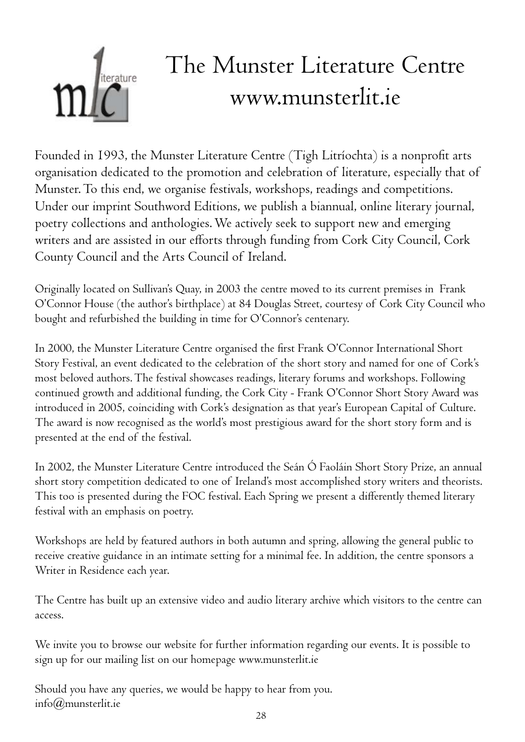# The Munster Literature Centre
# www.munsterlit.ie

Founded in 1993, the Munster Literature Centre (Tigh Litríochta) is a nonprofit arts organisation dedicated to the promotion and celebration of literature, especially that of Munster. To this end, we organise festivals, workshops, readings and competitions. Under our imprint Southword Editions, we publish a biannual, online literary journal, poetry collections and anthologies. We actively seek to support new and emerging writers and are assisted in our efforts through funding from Cork City Council, Cork County Council and the Arts Council of Ireland.

Originally located on Sullivan's Quay, in 2003 the centre moved to its current premises in Frank O'Connor House (the author's birthplace) at 84 Douglas Street, courtesy of Cork City Council who bought and refurbished the building in time for O'Connor's centenary.

In 2000, the Munster Literature Centre organised the first Frank O'Connor International Short Story Festival, an event dedicated to the celebration of the short story and named for one of Cork's most beloved authors. The festival showcases readings, literary forums and workshops. Following continued growth and additional funding, the Cork City - Frank O'Connor Short Story Award was introduced in 2005, coinciding with Cork's designation as that year's European Capital of Culture. The award is now recognised as the world's most prestigious award for the short story form and is presented at the end of the festival.

In 2002, the Munster Literature Centre introduced the Seán Ó Faoláin Short Story Prize, an annual short story competition dedicated to one of Ireland's most accomplished story writers and theorists. This too is presented during the FOC festival. Each Spring we present a differently themed literary festival with an emphasis on poetry.

Workshops are held by featured authors in both autumn and spring, allowing the general public to receive creative guidance in an intimate setting for a minimal fee. In addition, the centre sponsors a Writer in Residence each year.

The Centre has built up an extensive video and audio literary archive which visitors to the centre can access.

We invite you to browse our website for further information regarding our events. It is possible to sign up for our mailing list on our homepage www.munsterlit.ie

Should you have any queries, we would be happy to hear from you.
info@munsterlit.ie